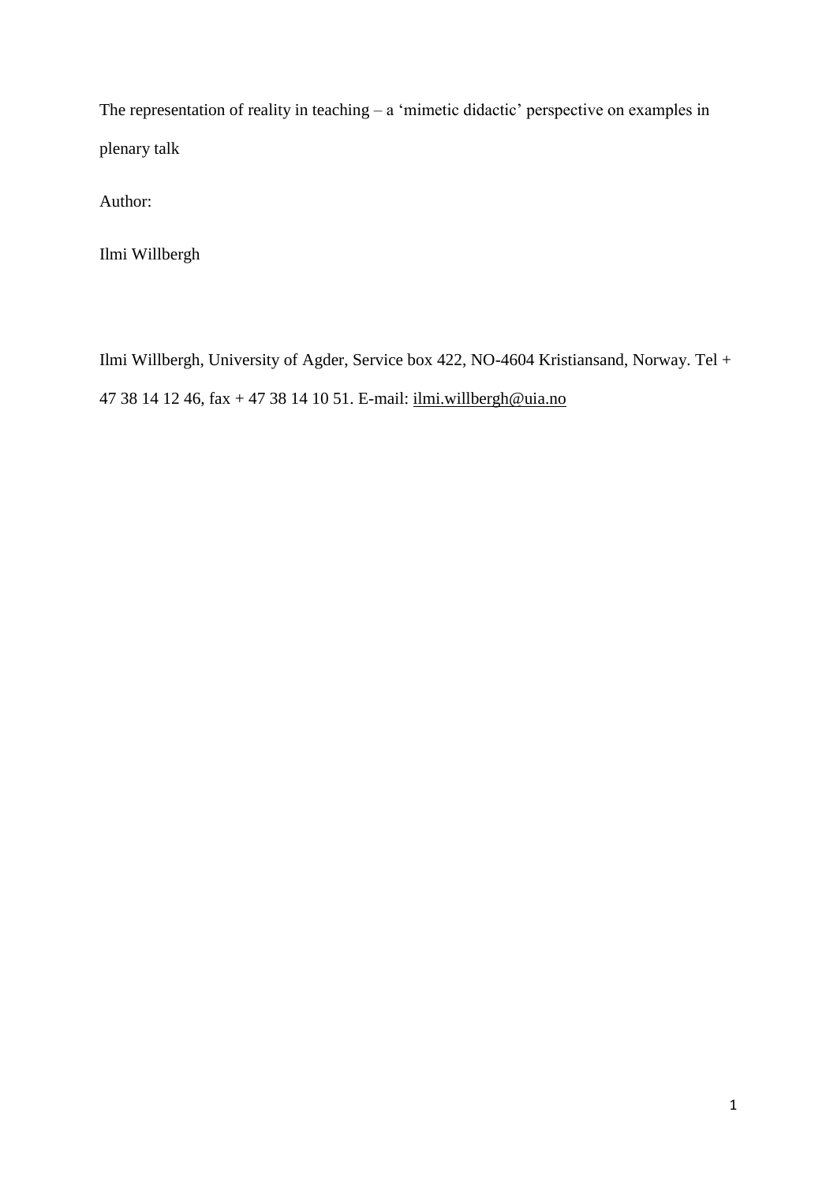# The representation of reality in teaching – a 'mimetic didactic' perspective on examples in plenary talk

Author:

Ilmi Willbergh

Ilmi Willbergh, University of Agder, Service box 422, NO-4604 Kristiansand, Norway. Tel + 47 38 14 12 46, fax + 47 38 14 10 51. E-mail: ilmi.willbergh@uia.no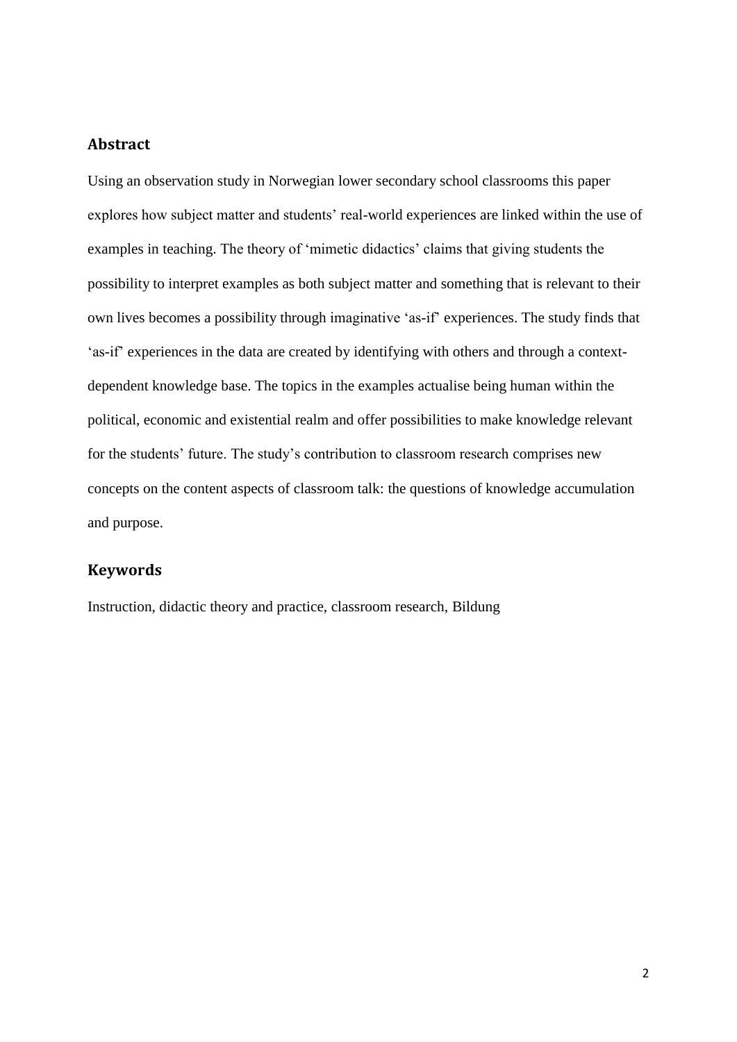## Abstract

Using an observation study in Norwegian lower secondary school classrooms this paper explores how subject matter and students' real-world experiences are linked within the use of examples in teaching. The theory of 'mimetic didactics' claims that giving students the possibility to interpret examples as both subject matter and something that is relevant to their own lives becomes a possibility through imaginative 'as-if' experiences. The study finds that 'as-if' experiences in the data are created by identifying with others and through a context-dependent knowledge base. The topics in the examples actualise being human within the political, economic and existential realm and offer possibilities to make knowledge relevant for the students' future. The study's contribution to classroom research comprises new concepts on the content aspects of classroom talk: the questions of knowledge accumulation and purpose.

## Keywords

Instruction, didactic theory and practice, classroom research, Bildung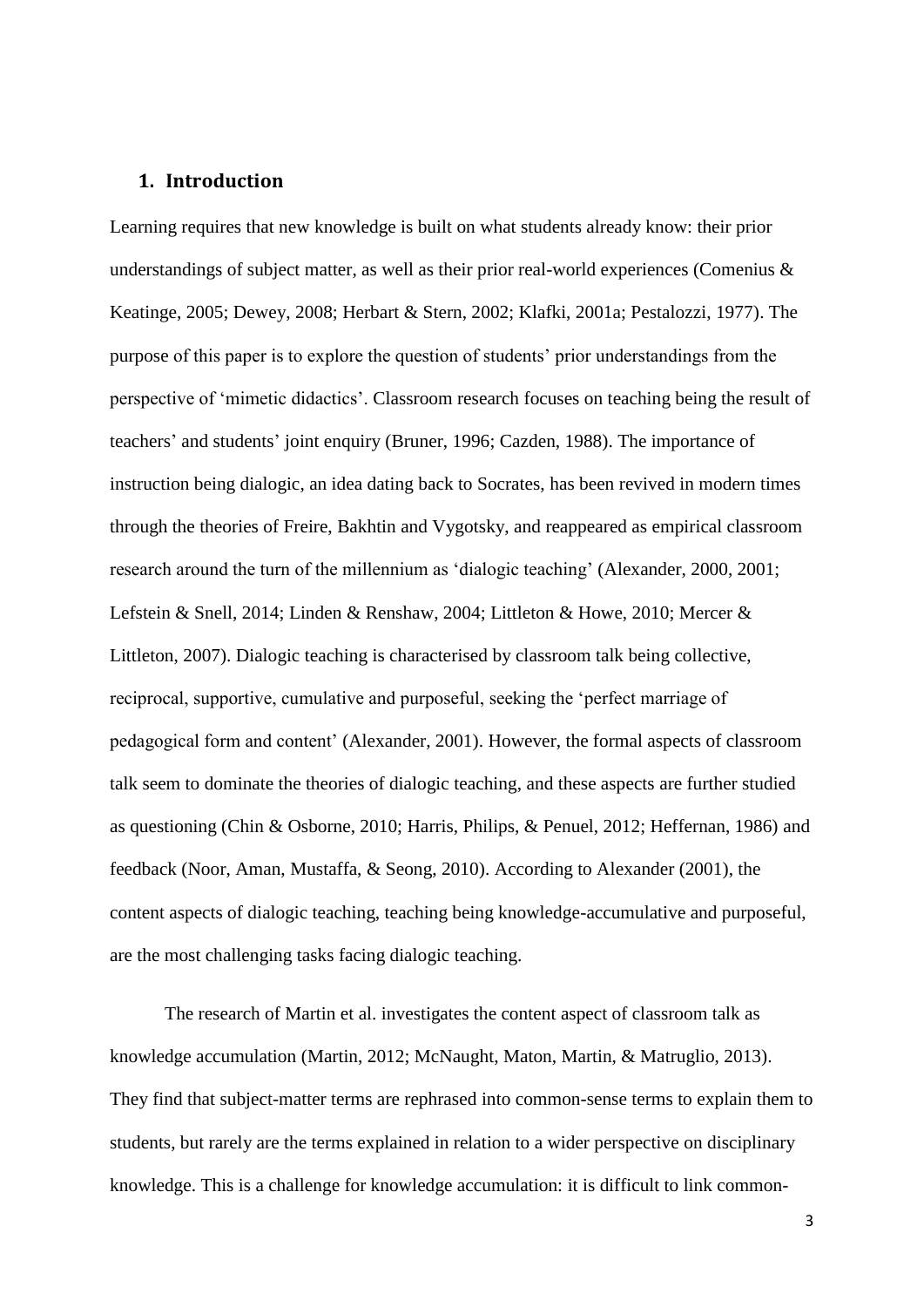## 1. Introduction

Learning requires that new knowledge is built on what students already know: their prior understandings of subject matter, as well as their prior real-world experiences (Comenius & Keatinge, 2005; Dewey, 2008; Herbart & Stern, 2002; Klafki, 2001a; Pestalozzi, 1977). The purpose of this paper is to explore the question of students' prior understandings from the perspective of 'mimetic didactics'. Classroom research focuses on teaching being the result of teachers' and students' joint enquiry (Bruner, 1996; Cazden, 1988). The importance of instruction being dialogic, an idea dating back to Socrates, has been revived in modern times through the theories of Freire, Bakhtin and Vygotsky, and reappeared as empirical classroom research around the turn of the millennium as 'dialogic teaching' (Alexander, 2000, 2001; Lefstein & Snell, 2014; Linden & Renshaw, 2004; Littleton & Howe, 2010; Mercer & Littleton, 2007). Dialogic teaching is characterised by classroom talk being collective, reciprocal, supportive, cumulative and purposeful, seeking the 'perfect marriage of pedagogical form and content' (Alexander, 2001). However, the formal aspects of classroom talk seem to dominate the theories of dialogic teaching, and these aspects are further studied as questioning (Chin & Osborne, 2010; Harris, Philips, & Penuel, 2012; Heffernan, 1986) and feedback (Noor, Aman, Mustaffa, & Seong, 2010). According to Alexander (2001), the content aspects of dialogic teaching, teaching being knowledge-accumulative and purposeful, are the most challenging tasks facing dialogic teaching.

The research of Martin et al. investigates the content aspect of classroom talk as knowledge accumulation (Martin, 2012; McNaught, Maton, Martin, & Matruglio, 2013). They find that subject-matter terms are rephrased into common-sense terms to explain them to students, but rarely are the terms explained in relation to a wider perspective on disciplinary knowledge. This is a challenge for knowledge accumulation: it is difficult to link common-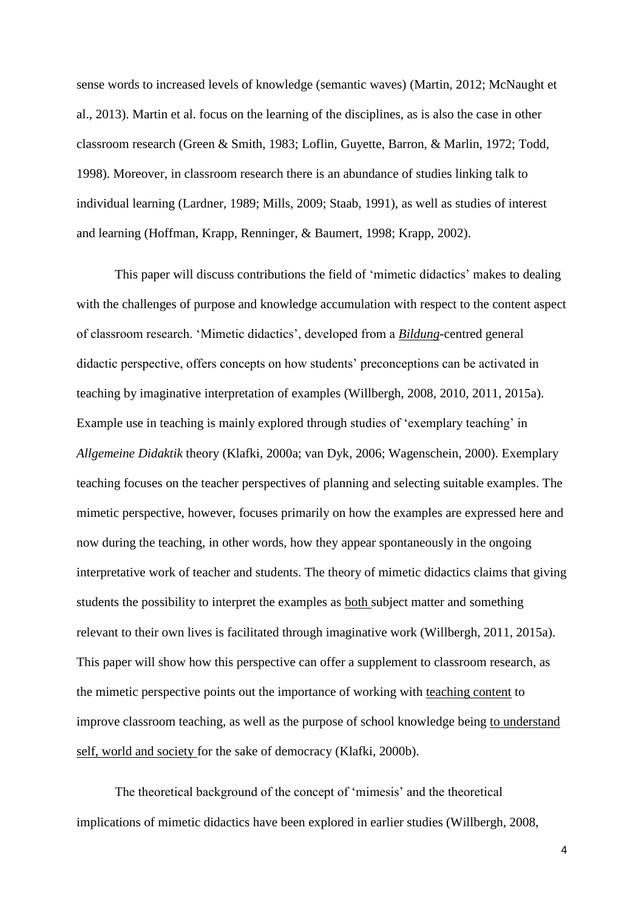sense words to increased levels of knowledge (semantic waves) (Martin, 2012; McNaught et al., 2013). Martin et al. focus on the learning of the disciplines, as is also the case in other classroom research (Green & Smith, 1983; Loflin, Guyette, Barron, & Marlin, 1972; Todd, 1998). Moreover, in classroom research there is an abundance of studies linking talk to individual learning (Lardner, 1989; Mills, 2009; Staab, 1991), as well as studies of interest and learning (Hoffman, Krapp, Renninger, & Baumert, 1998; Krapp, 2002).

This paper will discuss contributions the field of 'mimetic didactics' makes to dealing with the challenges of purpose and knowledge accumulation with respect to the content aspect of classroom research. 'Mimetic didactics', developed from a ***Bildung***-centred general didactic perspective, offers concepts on how students' preconceptions can be activated in teaching by imaginative interpretation of examples (Willbergh, 2008, 2010, 2011, 2015a). Example use in teaching is mainly explored through studies of 'exemplary teaching' in *Allgemeine Didaktik* theory (Klafki, 2000a; van Dyk, 2006; Wagenschein, 2000). Exemplary teaching focuses on the teacher perspectives of planning and selecting suitable examples. The mimetic perspective, however, focuses primarily on how the examples are expressed here and now during the teaching, in other words, how they appear spontaneously in the ongoing interpretative work of teacher and students. The theory of mimetic didactics claims that giving students the possibility to interpret the examples as both subject matter and something relevant to their own lives is facilitated through imaginative work (Willbergh, 2011, 2015a). This paper will show how this perspective can offer a supplement to classroom research, as the mimetic perspective points out the importance of working with teaching content to improve classroom teaching, as well as the purpose of school knowledge being to understand self, world and society for the sake of democracy (Klafki, 2000b).

The theoretical background of the concept of 'mimesis' and the theoretical implications of mimetic didactics have been explored in earlier studies (Willbergh, 2008,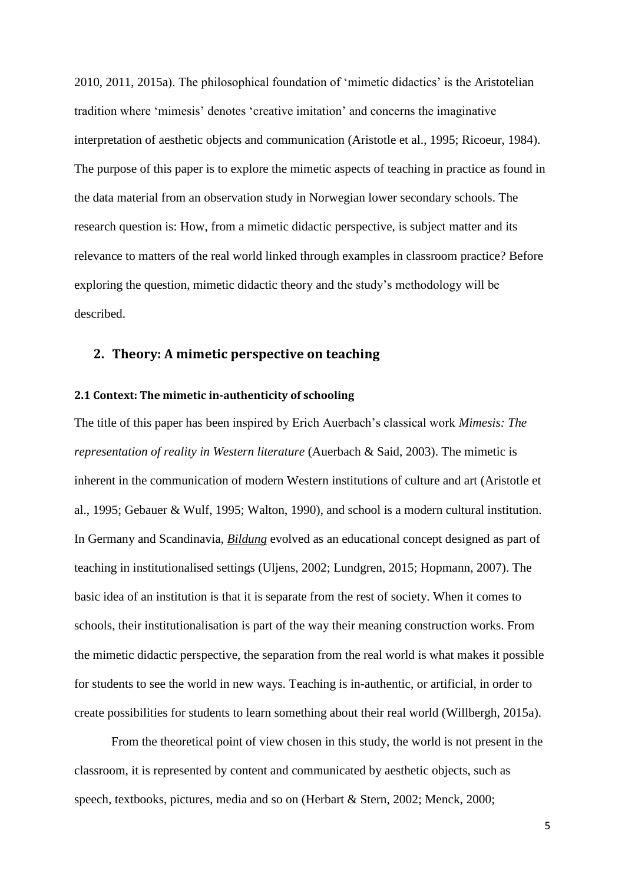2010, 2011, 2015a). The philosophical foundation of 'mimetic didactics' is the Aristotelian tradition where 'mimesis' denotes 'creative imitation' and concerns the imaginative interpretation of aesthetic objects and communication (Aristotle et al., 1995; Ricoeur, 1984). The purpose of this paper is to explore the mimetic aspects of teaching in practice as found in the data material from an observation study in Norwegian lower secondary schools. The research question is: How, from a mimetic didactic perspective, is subject matter and its relevance to matters of the real world linked through examples in classroom practice? Before exploring the question, mimetic didactic theory and the study's methodology will be described.

## 2. Theory: A mimetic perspective on teaching

### 2.1 Context: The mimetic in-authenticity of schooling

The title of this paper has been inspired by Erich Auerbach's classical work *Mimesis: The representation of reality in Western literature* (Auerbach & Said, 2003). The mimetic is inherent in the communication of modern Western institutions of culture and art (Aristotle et al., 1995; Gebauer & Wulf, 1995; Walton, 1990), and school is a modern cultural institution. In Germany and Scandinavia, *Bildung* evolved as an educational concept designed as part of teaching in institutionalised settings (Uljens, 2002; Lundgren, 2015; Hopmann, 2007). The basic idea of an institution is that it is separate from the rest of society. When it comes to schools, their institutionalisation is part of the way their meaning construction works. From the mimetic didactic perspective, the separation from the real world is what makes it possible for students to see the world in new ways. Teaching is in-authentic, or artificial, in order to create possibilities for students to learn something about their real world (Willbergh, 2015a).

From the theoretical point of view chosen in this study, the world is not present in the classroom, it is represented by content and communicated by aesthetic objects, such as speech, textbooks, pictures, media and so on (Herbart & Stern, 2002; Menck, 2000;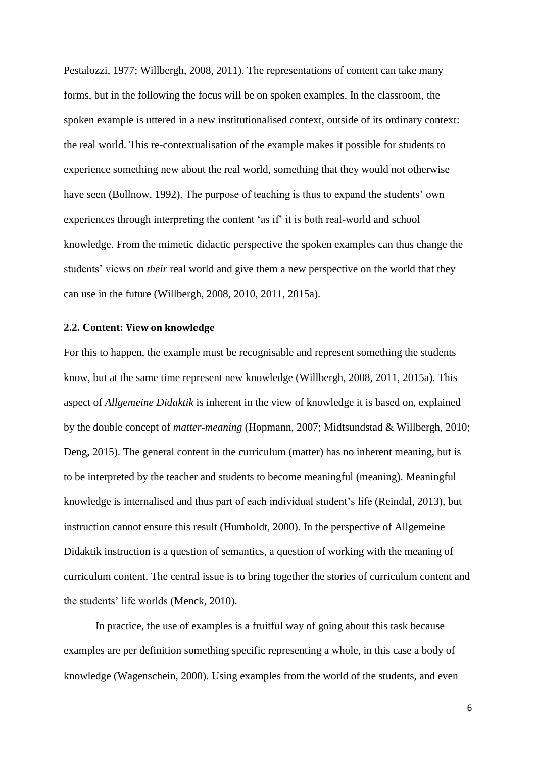Pestalozzi, 1977; Willbergh, 2008, 2011). The representations of content can take many forms, but in the following the focus will be on spoken examples. In the classroom, the spoken example is uttered in a new institutionalised context, outside of its ordinary context: the real world. This re-contextualisation of the example makes it possible for students to experience something new about the real world, something that they would not otherwise have seen (Bollnow, 1992). The purpose of teaching is thus to expand the students' own experiences through interpreting the content 'as if' it is both real-world and school knowledge. From the mimetic didactic perspective the spoken examples can thus change the students' views on *their* real world and give them a new perspective on the world that they can use in the future (Willbergh, 2008, 2010, 2011, 2015a).

### 2.2. Content: View on knowledge

For this to happen, the example must be recognisable and represent something the students know, but at the same time represent new knowledge (Willbergh, 2008, 2011, 2015a). This aspect of *Allgemeine Didaktik* is inherent in the view of knowledge it is based on, explained by the double concept of *matter-meaning* (Hopmann, 2007; Midtsundstad & Willbergh, 2010; Deng, 2015). The general content in the curriculum (matter) has no inherent meaning, but is to be interpreted by the teacher and students to become meaningful (meaning). Meaningful knowledge is internalised and thus part of each individual student's life (Reindal, 2013), but instruction cannot ensure this result (Humboldt, 2000). In the perspective of Allgemeine Didaktik instruction is a question of semantics, a question of working with the meaning of curriculum content. The central issue is to bring together the stories of curriculum content and the students' life worlds (Menck, 2010).

In practice, the use of examples is a fruitful way of going about this task because examples are per definition something specific representing a whole, in this case a body of knowledge (Wagenschein, 2000). Using examples from the world of the students, and even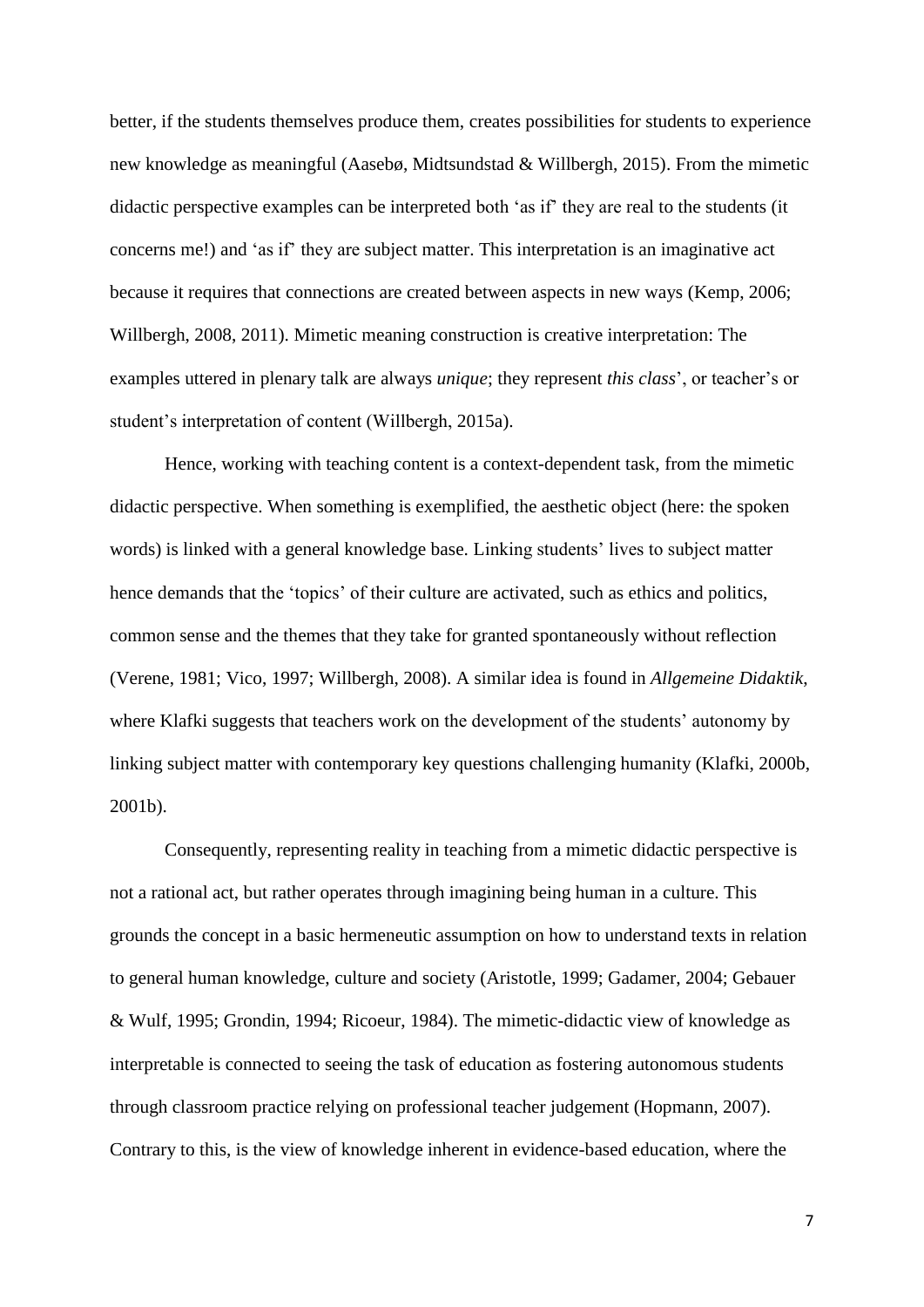better, if the students themselves produce them, creates possibilities for students to experience new knowledge as meaningful (Aasebø, Midtsundstad & Willbergh, 2015). From the mimetic didactic perspective examples can be interpreted both 'as if' they are real to the students (it concerns me!) and 'as if' they are subject matter. This interpretation is an imaginative act because it requires that connections are created between aspects in new ways (Kemp, 2006; Willbergh, 2008, 2011). Mimetic meaning construction is creative interpretation: The examples uttered in plenary talk are always *unique*; they represent *this class*', or teacher's or student's interpretation of content (Willbergh, 2015a).

Hence, working with teaching content is a context-dependent task, from the mimetic didactic perspective. When something is exemplified, the aesthetic object (here: the spoken words) is linked with a general knowledge base. Linking students' lives to subject matter hence demands that the 'topics' of their culture are activated, such as ethics and politics, common sense and the themes that they take for granted spontaneously without reflection (Verene, 1981; Vico, 1997; Willbergh, 2008). A similar idea is found in *Allgemeine Didaktik*, where Klafki suggests that teachers work on the development of the students' autonomy by linking subject matter with contemporary key questions challenging humanity (Klafki, 2000b, 2001b).

Consequently, representing reality in teaching from a mimetic didactic perspective is not a rational act, but rather operates through imagining being human in a culture. This grounds the concept in a basic hermeneutic assumption on how to understand texts in relation to general human knowledge, culture and society (Aristotle, 1999; Gadamer, 2004; Gebauer & Wulf, 1995; Grondin, 1994; Ricoeur, 1984). The mimetic-didactic view of knowledge as interpretable is connected to seeing the task of education as fostering autonomous students through classroom practice relying on professional teacher judgement (Hopmann, 2007). Contrary to this, is the view of knowledge inherent in evidence-based education, where the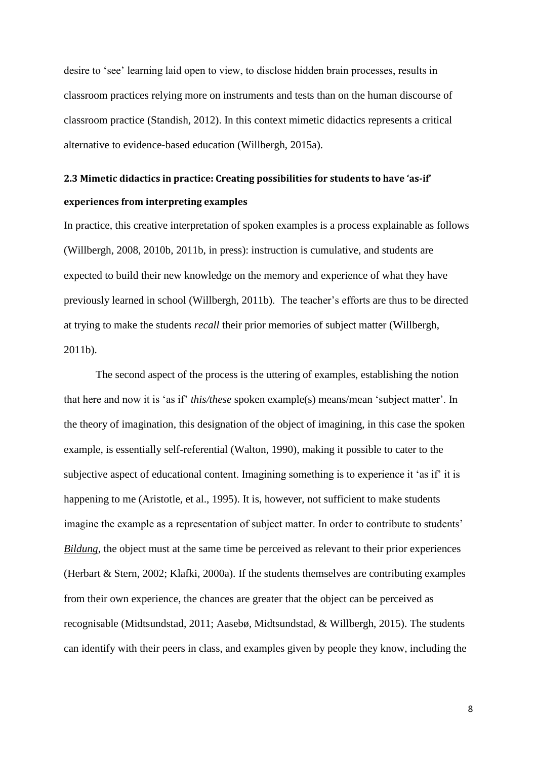desire to 'see' learning laid open to view, to disclose hidden brain processes, results in classroom practices relying more on instruments and tests than on the human discourse of classroom practice (Standish, 2012). In this context mimetic didactics represents a critical alternative to evidence-based education (Willbergh, 2015a).

### 2.3 Mimetic didactics in practice: Creating possibilities for students to have 'as-if' experiences from interpreting examples

In practice, this creative interpretation of spoken examples is a process explainable as follows (Willbergh, 2008, 2010b, 2011b, in press): instruction is cumulative, and students are expected to build their new knowledge on the memory and experience of what they have previously learned in school (Willbergh, 2011b). The teacher's efforts are thus to be directed at trying to make the students *recall* their prior memories of subject matter (Willbergh, 2011b).

The second aspect of the process is the uttering of examples, establishing the notion that here and now it is 'as if' *this/these* spoken example(s) means/mean 'subject matter'. In the theory of imagination, this designation of the object of imagining, in this case the spoken example, is essentially self-referential (Walton, 1990), making it possible to cater to the subjective aspect of educational content. Imagining something is to experience it 'as if' it is happening to me (Aristotle, et al., 1995). It is, however, not sufficient to make students imagine the example as a representation of subject matter. In order to contribute to students' *Bildung*, the object must at the same time be perceived as relevant to their prior experiences (Herbart & Stern, 2002; Klafki, 2000a). If the students themselves are contributing examples from their own experience, the chances are greater that the object can be perceived as recognisable (Midtsundstad, 2011; Aasebø, Midtsundstad, & Willbergh, 2015). The students can identify with their peers in class, and examples given by people they know, including the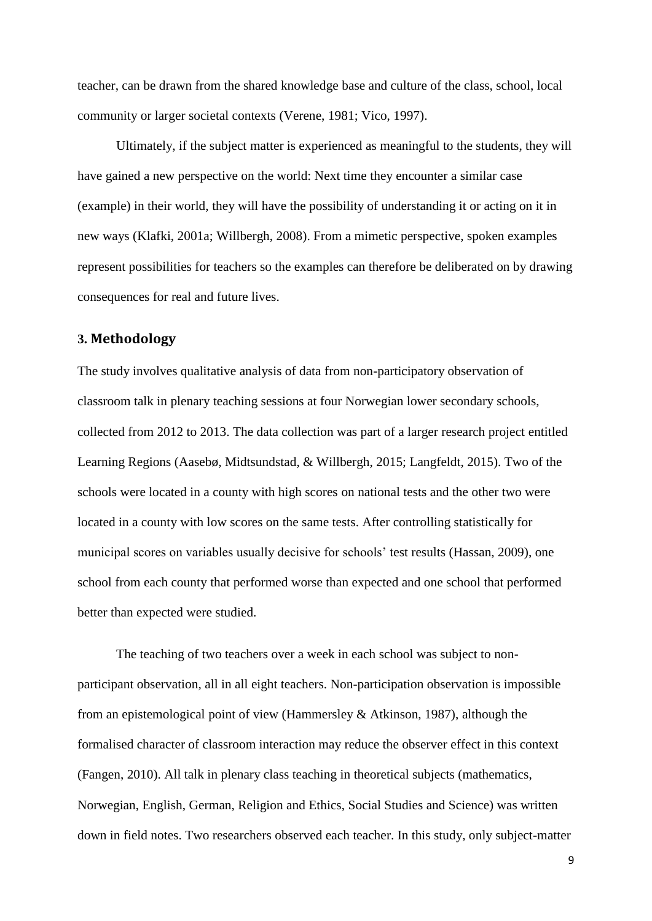teacher, can be drawn from the shared knowledge base and culture of the class, school, local community or larger societal contexts (Verene, 1981; Vico, 1997).

Ultimately, if the subject matter is experienced as meaningful to the students, they will have gained a new perspective on the world: Next time they encounter a similar case (example) in their world, they will have the possibility of understanding it or acting on it in new ways (Klafki, 2001a; Willbergh, 2008). From a mimetic perspective, spoken examples represent possibilities for teachers so the examples can therefore be deliberated on by drawing consequences for real and future lives.

## 3. Methodology

The study involves qualitative analysis of data from non-participatory observation of classroom talk in plenary teaching sessions at four Norwegian lower secondary schools, collected from 2012 to 2013. The data collection was part of a larger research project entitled Learning Regions (Aasebø, Midtsundstad, & Willbergh, 2015; Langfeldt, 2015). Two of the schools were located in a county with high scores on national tests and the other two were located in a county with low scores on the same tests. After controlling statistically for municipal scores on variables usually decisive for schools' test results (Hassan, 2009), one school from each county that performed worse than expected and one school that performed better than expected were studied.

The teaching of two teachers over a week in each school was subject to non-participant observation, all in all eight teachers. Non-participation observation is impossible from an epistemological point of view (Hammersley & Atkinson, 1987), although the formalised character of classroom interaction may reduce the observer effect in this context (Fangen, 2010). All talk in plenary class teaching in theoretical subjects (mathematics, Norwegian, English, German, Religion and Ethics, Social Studies and Science) was written down in field notes. Two researchers observed each teacher. In this study, only subject-matter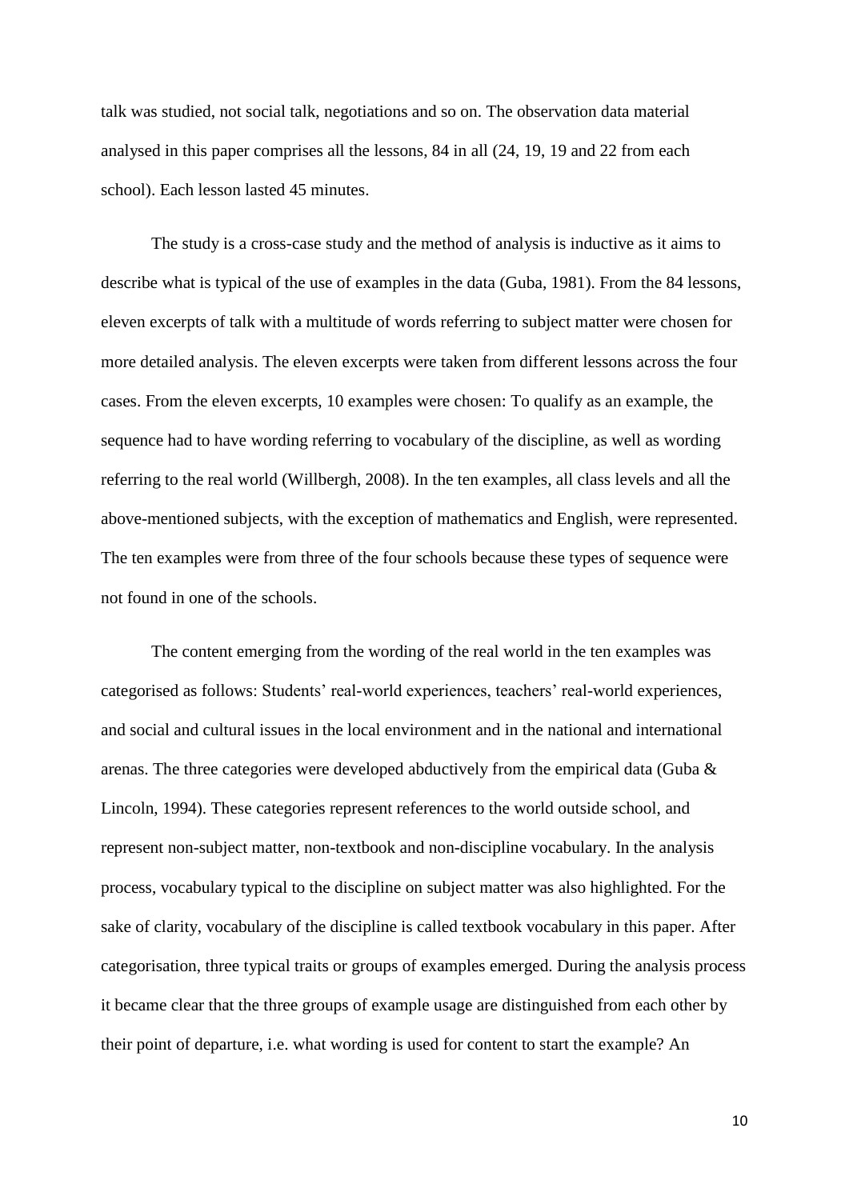talk was studied, not social talk, negotiations and so on. The observation data material analysed in this paper comprises all the lessons, 84 in all (24, 19, 19 and 22 from each school). Each lesson lasted 45 minutes.

The study is a cross-case study and the method of analysis is inductive as it aims to describe what is typical of the use of examples in the data (Guba, 1981). From the 84 lessons, eleven excerpts of talk with a multitude of words referring to subject matter were chosen for more detailed analysis. The eleven excerpts were taken from different lessons across the four cases. From the eleven excerpts, 10 examples were chosen: To qualify as an example, the sequence had to have wording referring to vocabulary of the discipline, as well as wording referring to the real world (Willbergh, 2008). In the ten examples, all class levels and all the above-mentioned subjects, with the exception of mathematics and English, were represented. The ten examples were from three of the four schools because these types of sequence were not found in one of the schools.

The content emerging from the wording of the real world in the ten examples was categorised as follows: Students' real-world experiences, teachers' real-world experiences, and social and cultural issues in the local environment and in the national and international arenas. The three categories were developed abductively from the empirical data (Guba & Lincoln, 1994). These categories represent references to the world outside school, and represent non-subject matter, non-textbook and non-discipline vocabulary. In the analysis process, vocabulary typical to the discipline on subject matter was also highlighted. For the sake of clarity, vocabulary of the discipline is called textbook vocabulary in this paper. After categorisation, three typical traits or groups of examples emerged. During the analysis process it became clear that the three groups of example usage are distinguished from each other by their point of departure, i.e. what wording is used for content to start the example? An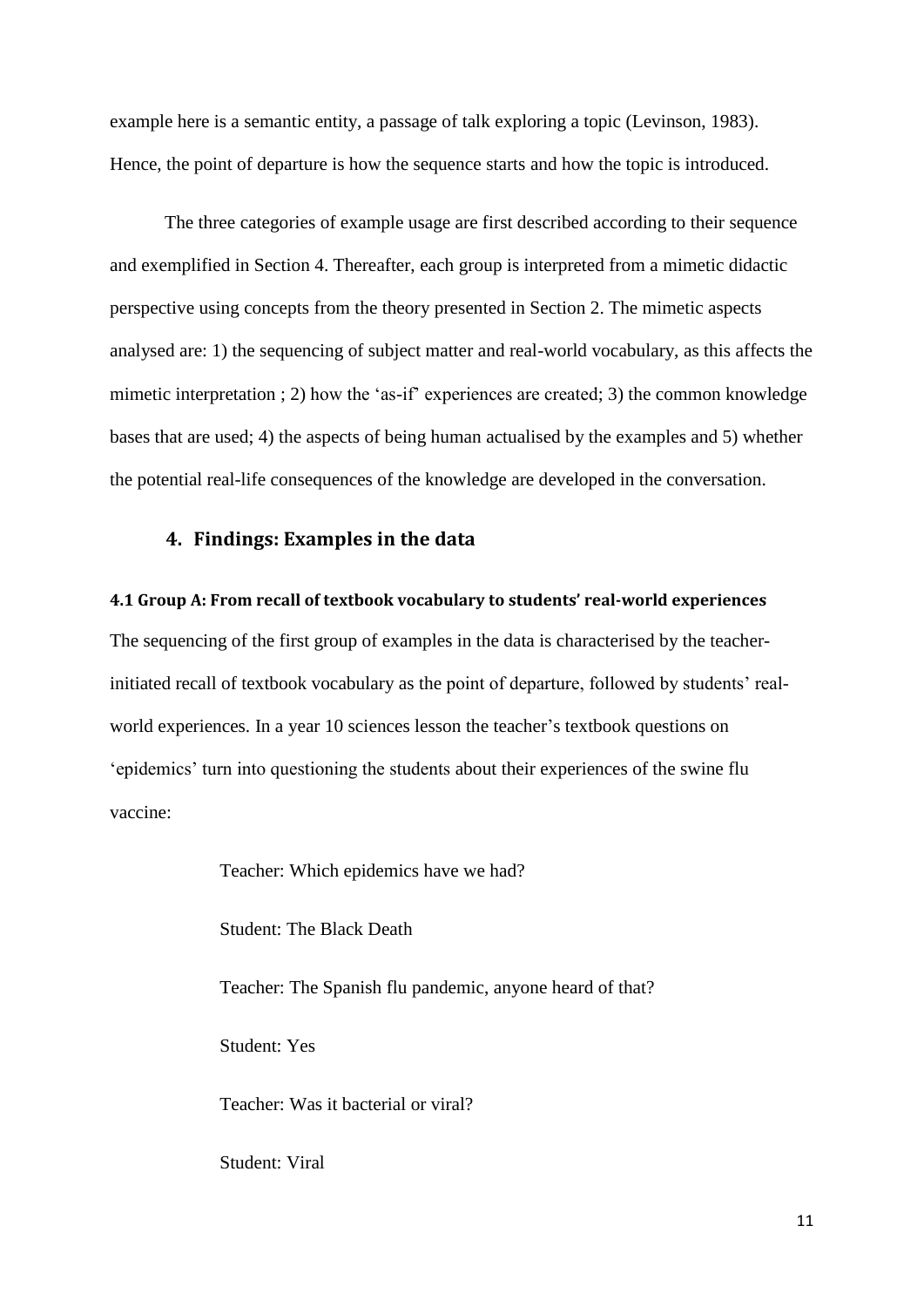example here is a semantic entity, a passage of talk exploring a topic (Levinson, 1983). Hence, the point of departure is how the sequence starts and how the topic is introduced.

The three categories of example usage are first described according to their sequence and exemplified in Section 4. Thereafter, each group is interpreted from a mimetic didactic perspective using concepts from the theory presented in Section 2. The mimetic aspects analysed are: 1) the sequencing of subject matter and real-world vocabulary, as this affects the mimetic interpretation ; 2) how the 'as-if' experiences are created; 3) the common knowledge bases that are used; 4) the aspects of being human actualised by the examples and 5) whether the potential real-life consequences of the knowledge are developed in the conversation.

## 4. Findings: Examples in the data

### 4.1 Group A: From recall of textbook vocabulary to students' real-world experiences

The sequencing of the first group of examples in the data is characterised by the teacher-initiated recall of textbook vocabulary as the point of departure, followed by students' real-world experiences. In a year 10 sciences lesson the teacher's textbook questions on 'epidemics' turn into questioning the students about their experiences of the swine flu vaccine:

> Teacher: Which epidemics have we had?
>
> Student: The Black Death
>
> Teacher: The Spanish flu pandemic, anyone heard of that?
>
> Student: Yes
>
> Teacher: Was it bacterial or viral?
>
> Student: Viral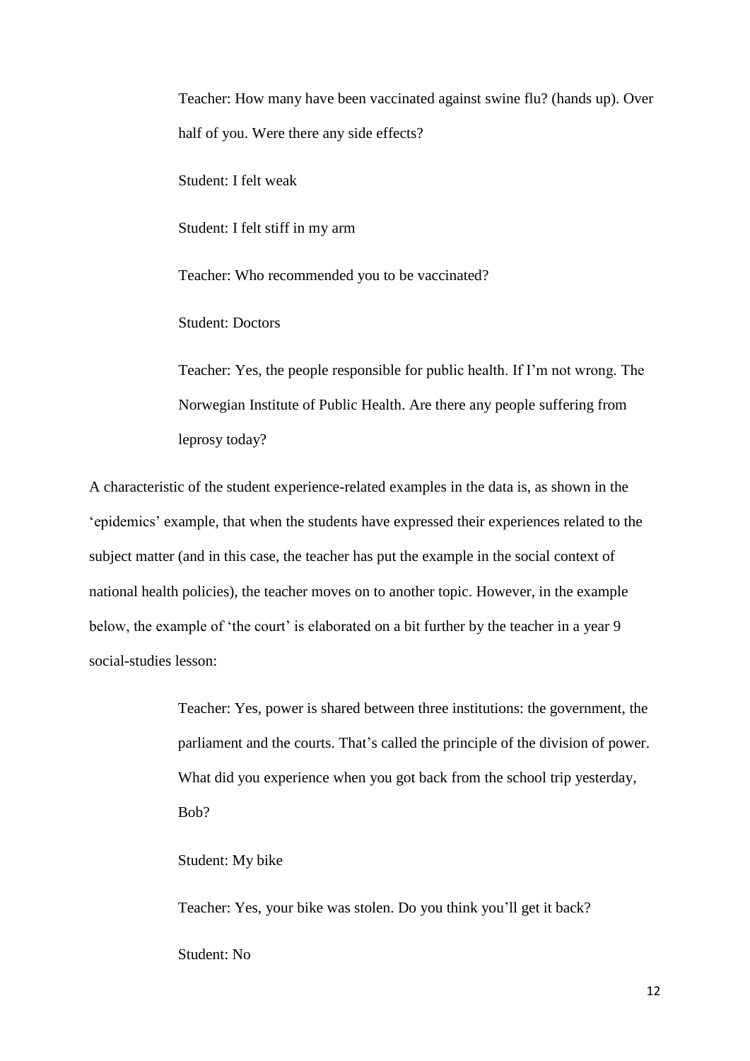> Teacher: How many have been vaccinated against swine flu? (hands up). Over half of you. Were there any side effects?
>
> Student: I felt weak
>
> Student: I felt stiff in my arm
>
> Teacher: Who recommended you to be vaccinated?
>
> Student: Doctors
>
> Teacher: Yes, the people responsible for public health. If I'm not wrong. The Norwegian Institute of Public Health. Are there any people suffering from leprosy today?

A characteristic of the student experience-related examples in the data is, as shown in the 'epidemics' example, that when the students have expressed their experiences related to the subject matter (and in this case, the teacher has put the example in the social context of national health policies), the teacher moves on to another topic. However, in the example below, the example of 'the court' is elaborated on a bit further by the teacher in a year 9 social-studies lesson:

> Teacher: Yes, power is shared between three institutions: the government, the parliament and the courts. That's called the principle of the division of power. What did you experience when you got back from the school trip yesterday, Bob?
>
> Student: My bike
>
> Teacher: Yes, your bike was stolen. Do you think you'll get it back?
>
> Student: No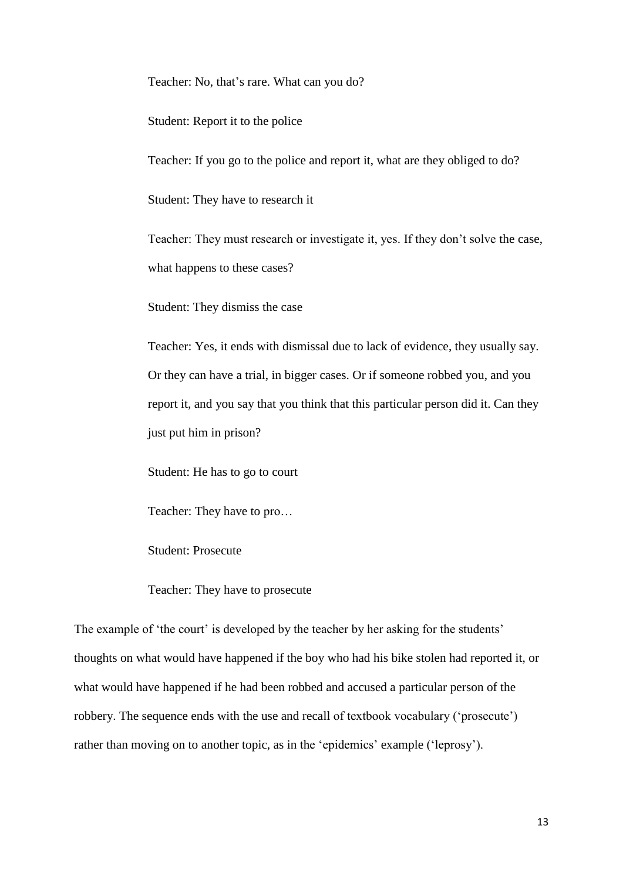Teacher: No, that's rare. What can you do?

Student: Report it to the police

Teacher: If you go to the police and report it, what are they obliged to do?

Student: They have to research it

Teacher: They must research or investigate it, yes. If they don't solve the case, what happens to these cases?

Student: They dismiss the case

Teacher: Yes, it ends with dismissal due to lack of evidence, they usually say. Or they can have a trial, in bigger cases. Or if someone robbed you, and you report it, and you say that you think that this particular person did it. Can they just put him in prison?

Student: He has to go to court

Teacher: They have to pro…

Student: Prosecute

Teacher: They have to prosecute

The example of 'the court' is developed by the teacher by her asking for the students' thoughts on what would have happened if the boy who had his bike stolen had reported it, or what would have happened if he had been robbed and accused a particular person of the robbery. The sequence ends with the use and recall of textbook vocabulary ('prosecute') rather than moving on to another topic, as in the 'epidemics' example ('leprosy').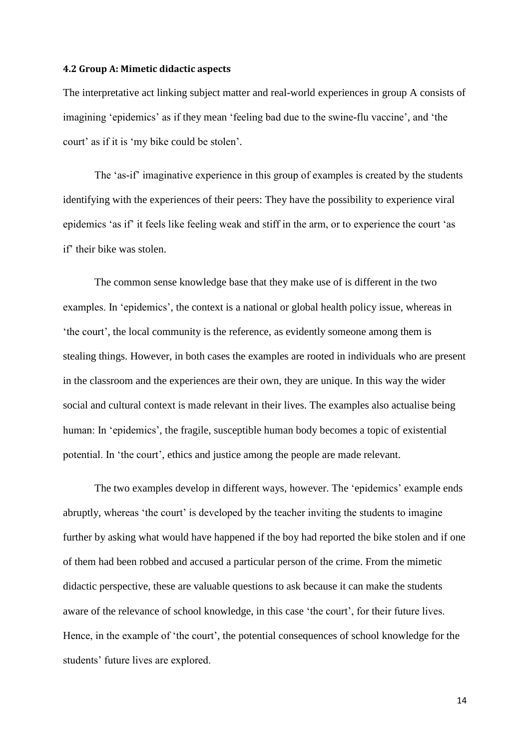### 4.2 Group A: Mimetic didactic aspects

The interpretative act linking subject matter and real-world experiences in group A consists of imagining 'epidemics' as if they mean 'feeling bad due to the swine-flu vaccine', and 'the court' as if it is 'my bike could be stolen'.

The 'as-if' imaginative experience in this group of examples is created by the students identifying with the experiences of their peers: They have the possibility to experience viral epidemics 'as if' it feels like feeling weak and stiff in the arm, or to experience the court 'as if' their bike was stolen.

The common sense knowledge base that they make use of is different in the two examples. In 'epidemics', the context is a national or global health policy issue, whereas in 'the court', the local community is the reference, as evidently someone among them is stealing things. However, in both cases the examples are rooted in individuals who are present in the classroom and the experiences are their own, they are unique. In this way the wider social and cultural context is made relevant in their lives. The examples also actualise being human: In 'epidemics', the fragile, susceptible human body becomes a topic of existential potential. In 'the court', ethics and justice among the people are made relevant.

The two examples develop in different ways, however. The 'epidemics' example ends abruptly, whereas 'the court' is developed by the teacher inviting the students to imagine further by asking what would have happened if the boy had reported the bike stolen and if one of them had been robbed and accused a particular person of the crime. From the mimetic didactic perspective, these are valuable questions to ask because it can make the students aware of the relevance of school knowledge, in this case 'the court', for their future lives. Hence, in the example of 'the court', the potential consequences of school knowledge for the students' future lives are explored.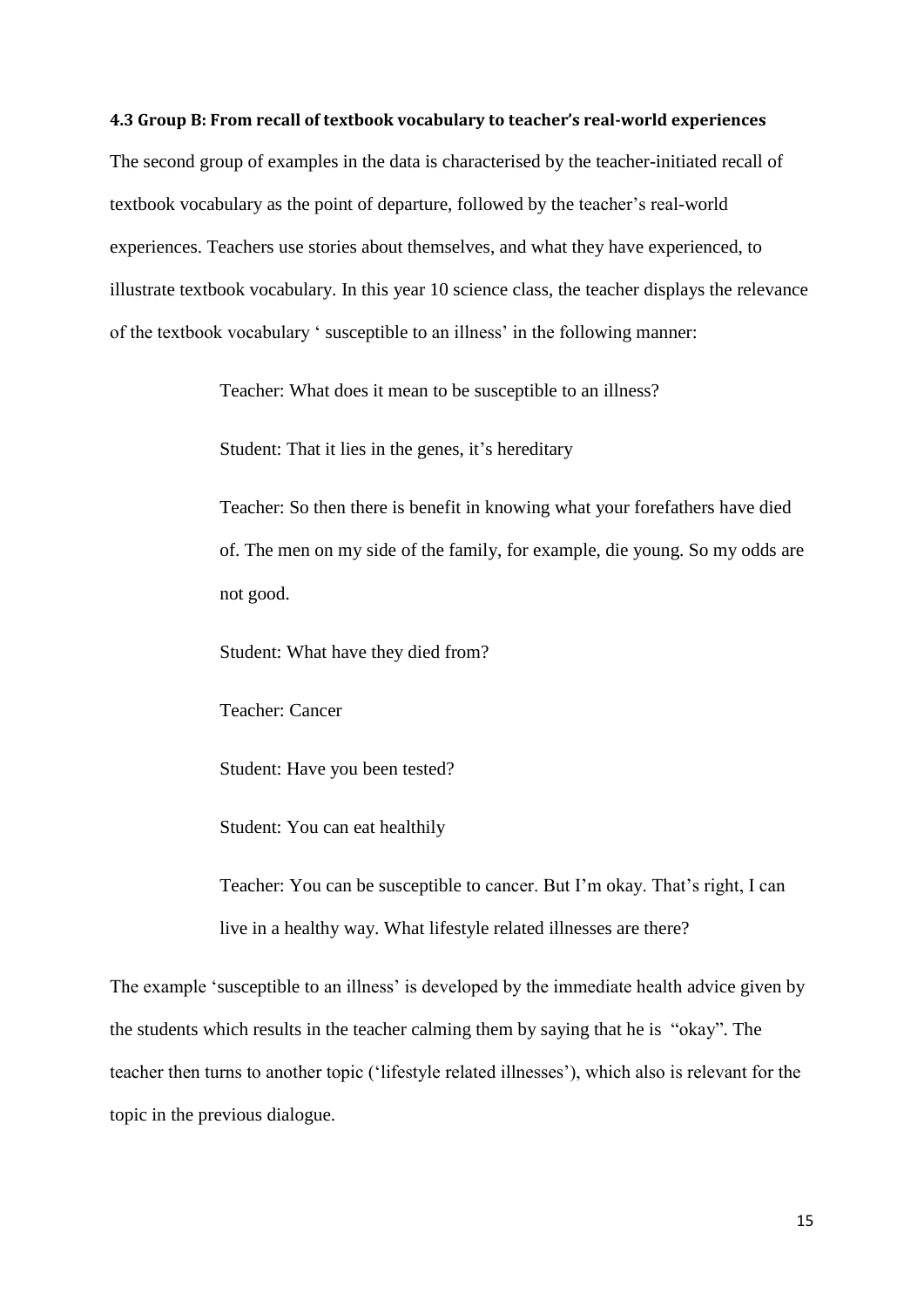### 4.3 Group B: From recall of textbook vocabulary to teacher's real-world experiences

The second group of examples in the data is characterised by the teacher-initiated recall of textbook vocabulary as the point of departure, followed by the teacher's real-world experiences. Teachers use stories about themselves, and what they have experienced, to illustrate textbook vocabulary. In this year 10 science class, the teacher displays the relevance of the textbook vocabulary ' susceptible to an illness' in the following manner:

> Teacher: What does it mean to be susceptible to an illness?
>
> Student: That it lies in the genes, it's hereditary
>
> Teacher: So then there is benefit in knowing what your forefathers have died of. The men on my side of the family, for example, die young. So my odds are not good.
>
> Student: What have they died from?
>
> Teacher: Cancer
>
> Student: Have you been tested?
>
> Student: You can eat healthily
>
> Teacher: You can be susceptible to cancer. But I'm okay. That's right, I can live in a healthy way. What lifestyle related illnesses are there?

The example 'susceptible to an illness' is developed by the immediate health advice given by the students which results in the teacher calming them by saying that he is "okay". The teacher then turns to another topic ('lifestyle related illnesses'), which also is relevant for the topic in the previous dialogue.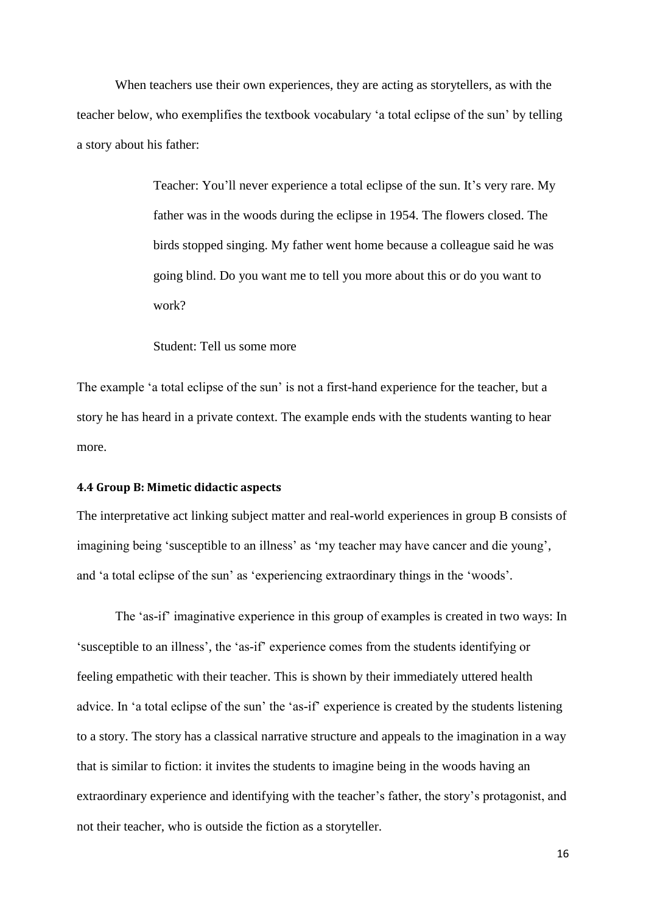When teachers use their own experiences, they are acting as storytellers, as with the teacher below, who exemplifies the textbook vocabulary 'a total eclipse of the sun' by telling a story about his father:

> Teacher: You'll never experience a total eclipse of the sun. It's very rare. My father was in the woods during the eclipse in 1954. The flowers closed. The birds stopped singing. My father went home because a colleague said he was going blind. Do you want me to tell you more about this or do you want to work?
>
> Student: Tell us some more

The example 'a total eclipse of the sun' is not a first-hand experience for the teacher, but a story he has heard in a private context. The example ends with the students wanting to hear more.

#### 4.4 Group B: Mimetic didactic aspects

The interpretative act linking subject matter and real-world experiences in group B consists of imagining being 'susceptible to an illness' as 'my teacher may have cancer and die young', and 'a total eclipse of the sun' as 'experiencing extraordinary things in the 'woods'.

The 'as-if' imaginative experience in this group of examples is created in two ways: In 'susceptible to an illness', the 'as-if' experience comes from the students identifying or feeling empathetic with their teacher. This is shown by their immediately uttered health advice. In 'a total eclipse of the sun' the 'as-if' experience is created by the students listening to a story. The story has a classical narrative structure and appeals to the imagination in a way that is similar to fiction: it invites the students to imagine being in the woods having an extraordinary experience and identifying with the teacher's father, the story's protagonist, and not their teacher, who is outside the fiction as a storyteller.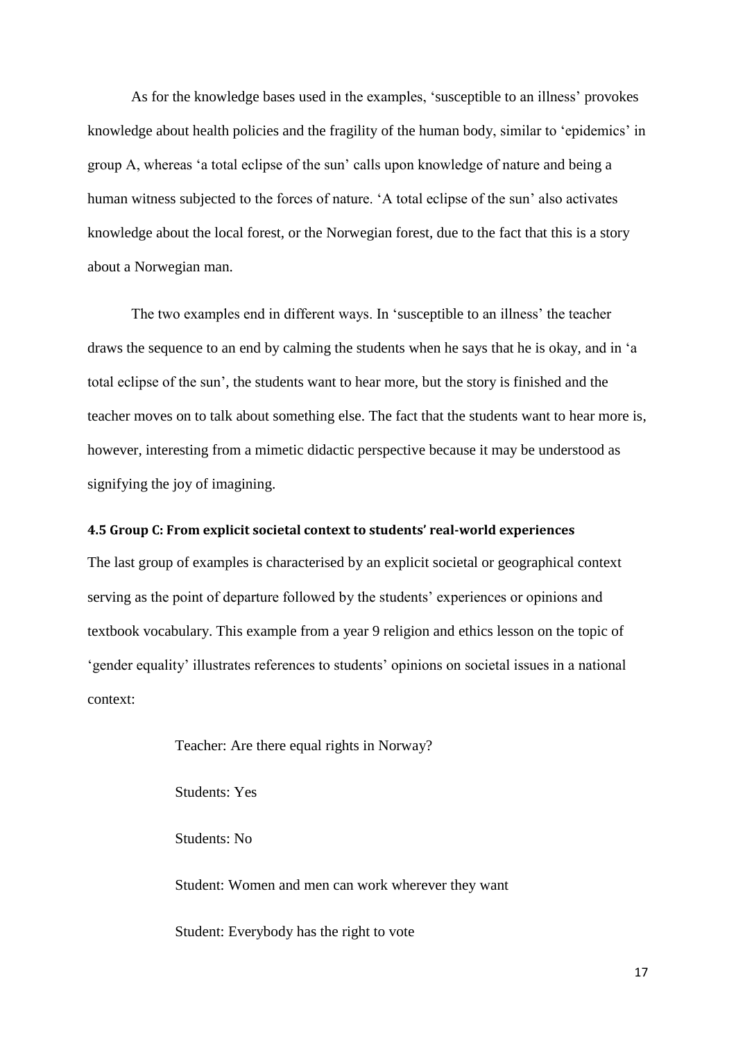As for the knowledge bases used in the examples, 'susceptible to an illness' provokes knowledge about health policies and the fragility of the human body, similar to 'epidemics' in group A, whereas 'a total eclipse of the sun' calls upon knowledge of nature and being a human witness subjected to the forces of nature. 'A total eclipse of the sun' also activates knowledge about the local forest, or the Norwegian forest, due to the fact that this is a story about a Norwegian man.

The two examples end in different ways. In 'susceptible to an illness' the teacher draws the sequence to an end by calming the students when he says that he is okay, and in 'a total eclipse of the sun', the students want to hear more, but the story is finished and the teacher moves on to talk about something else. The fact that the students want to hear more is, however, interesting from a mimetic didactic perspective because it may be understood as signifying the joy of imagining.

#### 4.5 Group C: From explicit societal context to students' real-world experiences

The last group of examples is characterised by an explicit societal or geographical context serving as the point of departure followed by the students' experiences or opinions and textbook vocabulary. This example from a year 9 religion and ethics lesson on the topic of 'gender equality' illustrates references to students' opinions on societal issues in a national context:

> Teacher: Are there equal rights in Norway?
>
> Students: Yes
>
> Students: No
>
> Student: Women and men can work wherever they want
>
> Student: Everybody has the right to vote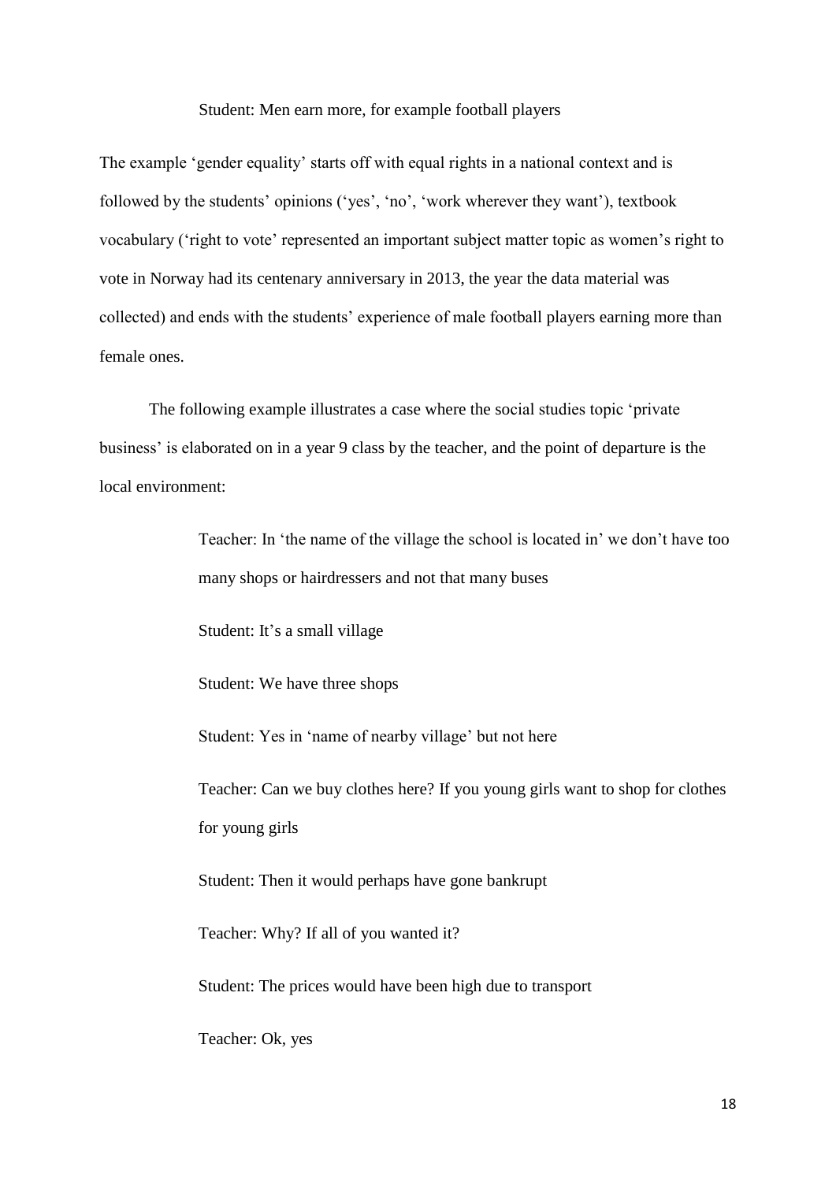Student: Men earn more, for example football players

The example 'gender equality' starts off with equal rights in a national context and is followed by the students' opinions ('yes', 'no', 'work wherever they want'), textbook vocabulary ('right to vote' represented an important subject matter topic as women's right to vote in Norway had its centenary anniversary in 2013, the year the data material was collected) and ends with the students' experience of male football players earning more than female ones.

The following example illustrates a case where the social studies topic 'private business' is elaborated on in a year 9 class by the teacher, and the point of departure is the local environment:

> Teacher: In 'the name of the village the school is located in' we don't have too many shops or hairdressers and not that many buses
>
> Student: It's a small village
>
> Student: We have three shops
>
> Student: Yes in 'name of nearby village' but not here
>
> Teacher: Can we buy clothes here? If you young girls want to shop for clothes for young girls
>
> Student: Then it would perhaps have gone bankrupt
>
> Teacher: Why? If all of you wanted it?
>
> Student: The prices would have been high due to transport
>
> Teacher: Ok, yes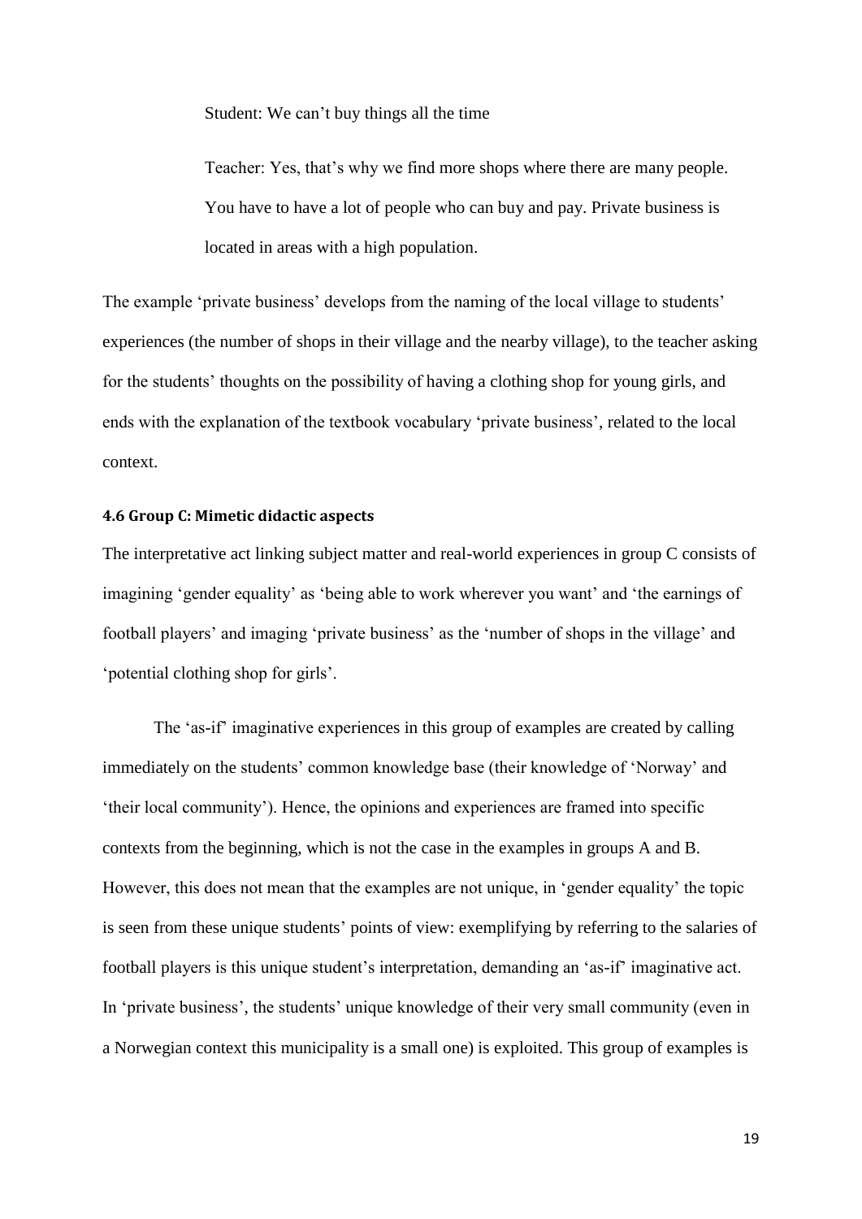> Student: We can't buy things all the time
>
> Teacher: Yes, that's why we find more shops where there are many people. You have to have a lot of people who can buy and pay. Private business is located in areas with a high population.

The example 'private business' develops from the naming of the local village to students' experiences (the number of shops in their village and the nearby village), to the teacher asking for the students' thoughts on the possibility of having a clothing shop for young girls, and ends with the explanation of the textbook vocabulary 'private business', related to the local context.

### 4.6 Group C: Mimetic didactic aspects

The interpretative act linking subject matter and real-world experiences in group C consists of imagining 'gender equality' as 'being able to work wherever you want' and 'the earnings of football players' and imaging 'private business' as the 'number of shops in the village' and 'potential clothing shop for girls'.

The 'as-if' imaginative experiences in this group of examples are created by calling immediately on the students' common knowledge base (their knowledge of 'Norway' and 'their local community'). Hence, the opinions and experiences are framed into specific contexts from the beginning, which is not the case in the examples in groups A and B. However, this does not mean that the examples are not unique, in 'gender equality' the topic is seen from these unique students' points of view: exemplifying by referring to the salaries of football players is this unique student's interpretation, demanding an 'as-if' imaginative act. In 'private business', the students' unique knowledge of their very small community (even in a Norwegian context this municipality is a small one) is exploited. This group of examples is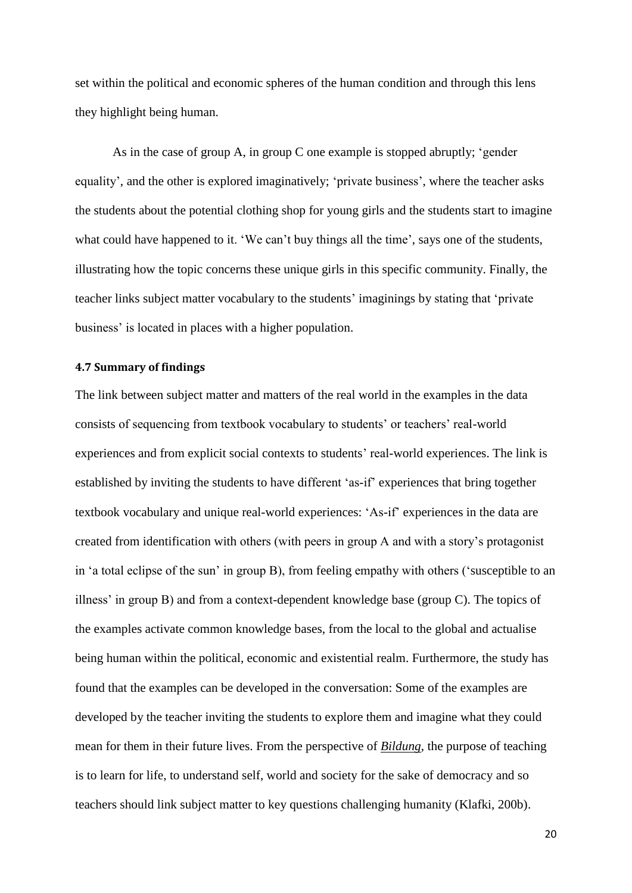set within the political and economic spheres of the human condition and through this lens they highlight being human.

As in the case of group A, in group C one example is stopped abruptly; 'gender equality', and the other is explored imaginatively; 'private business', where the teacher asks the students about the potential clothing shop for young girls and the students start to imagine what could have happened to it. 'We can't buy things all the time', says one of the students, illustrating how the topic concerns these unique girls in this specific community. Finally, the teacher links subject matter vocabulary to the students' imaginings by stating that 'private business' is located in places with a higher population.

### 4.7 Summary of findings

The link between subject matter and matters of the real world in the examples in the data consists of sequencing from textbook vocabulary to students' or teachers' real-world experiences and from explicit social contexts to students' real-world experiences. The link is established by inviting the students to have different 'as-if' experiences that bring together textbook vocabulary and unique real-world experiences: 'As-if' experiences in the data are created from identification with others (with peers in group A and with a story's protagonist in 'a total eclipse of the sun' in group B), from feeling empathy with others ('susceptible to an illness' in group B) and from a context-dependent knowledge base (group C). The topics of the examples activate common knowledge bases, from the local to the global and actualise being human within the political, economic and existential realm. Furthermore, the study has found that the examples can be developed in the conversation: Some of the examples are developed by the teacher inviting the students to explore them and imagine what they could mean for them in their future lives. From the perspective of ***Bildung***, the purpose of teaching is to learn for life, to understand self, world and society for the sake of democracy and so teachers should link subject matter to key questions challenging humanity (Klafki, 200b).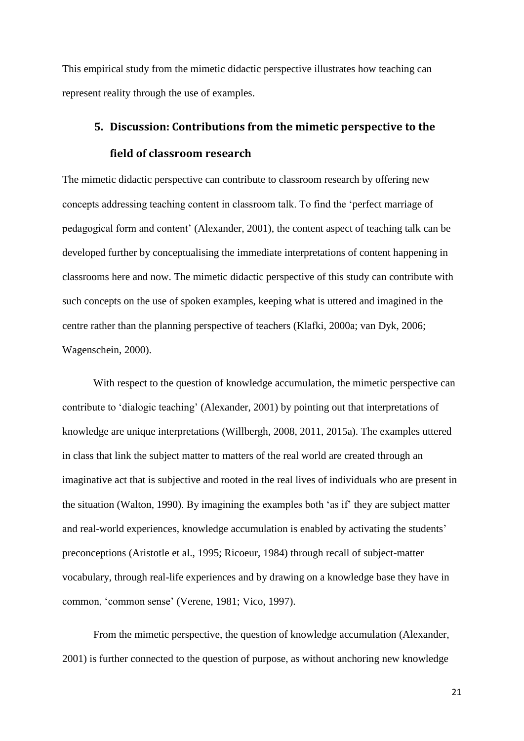This empirical study from the mimetic didactic perspective illustrates how teaching can represent reality through the use of examples.

## 5. Discussion: Contributions from the mimetic perspective to the field of classroom research

The mimetic didactic perspective can contribute to classroom research by offering new concepts addressing teaching content in classroom talk. To find the 'perfect marriage of pedagogical form and content' (Alexander, 2001), the content aspect of teaching talk can be developed further by conceptualising the immediate interpretations of content happening in classrooms here and now. The mimetic didactic perspective of this study can contribute with such concepts on the use of spoken examples, keeping what is uttered and imagined in the centre rather than the planning perspective of teachers (Klafki, 2000a; van Dyk, 2006; Wagenschein, 2000).

With respect to the question of knowledge accumulation, the mimetic perspective can contribute to 'dialogic teaching' (Alexander, 2001) by pointing out that interpretations of knowledge are unique interpretations (Willbergh, 2008, 2011, 2015a). The examples uttered in class that link the subject matter to matters of the real world are created through an imaginative act that is subjective and rooted in the real lives of individuals who are present in the situation (Walton, 1990). By imagining the examples both 'as if' they are subject matter and real-world experiences, knowledge accumulation is enabled by activating the students' preconceptions (Aristotle et al., 1995; Ricoeur, 1984) through recall of subject-matter vocabulary, through real-life experiences and by drawing on a knowledge base they have in common, 'common sense' (Verene, 1981; Vico, 1997).

From the mimetic perspective, the question of knowledge accumulation (Alexander, 2001) is further connected to the question of purpose, as without anchoring new knowledge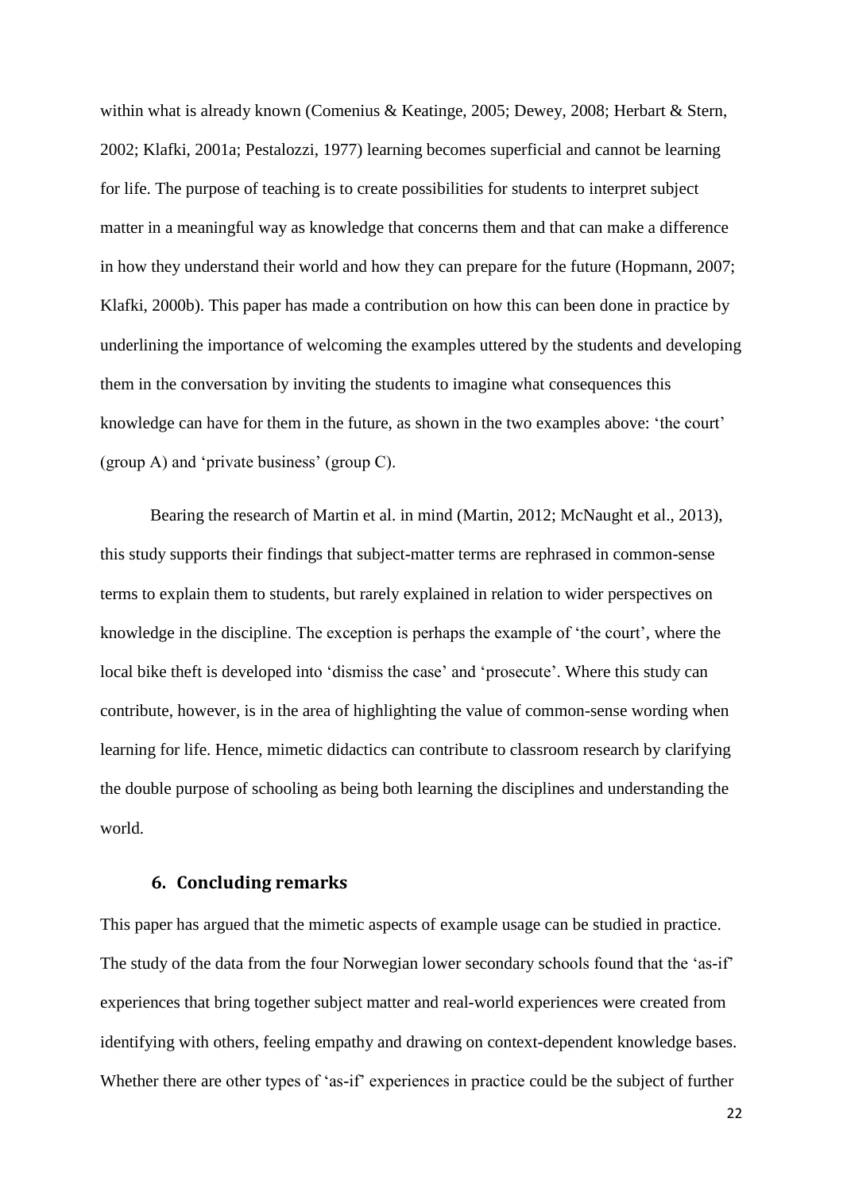within what is already known (Comenius & Keatinge, 2005; Dewey, 2008; Herbart & Stern, 2002; Klafki, 2001a; Pestalozzi, 1977) learning becomes superficial and cannot be learning for life. The purpose of teaching is to create possibilities for students to interpret subject matter in a meaningful way as knowledge that concerns them and that can make a difference in how they understand their world and how they can prepare for the future (Hopmann, 2007; Klafki, 2000b). This paper has made a contribution on how this can been done in practice by underlining the importance of welcoming the examples uttered by the students and developing them in the conversation by inviting the students to imagine what consequences this knowledge can have for them in the future, as shown in the two examples above: 'the court' (group A) and 'private business' (group C).

Bearing the research of Martin et al. in mind (Martin, 2012; McNaught et al., 2013), this study supports their findings that subject-matter terms are rephrased in common-sense terms to explain them to students, but rarely explained in relation to wider perspectives on knowledge in the discipline. The exception is perhaps the example of 'the court', where the local bike theft is developed into 'dismiss the case' and 'prosecute'. Where this study can contribute, however, is in the area of highlighting the value of common-sense wording when learning for life. Hence, mimetic didactics can contribute to classroom research by clarifying the double purpose of schooling as being both learning the disciplines and understanding the world.

## 6. Concluding remarks

This paper has argued that the mimetic aspects of example usage can be studied in practice. The study of the data from the four Norwegian lower secondary schools found that the 'as-if' experiences that bring together subject matter and real-world experiences were created from identifying with others, feeling empathy and drawing on context-dependent knowledge bases. Whether there are other types of 'as-if' experiences in practice could be the subject of further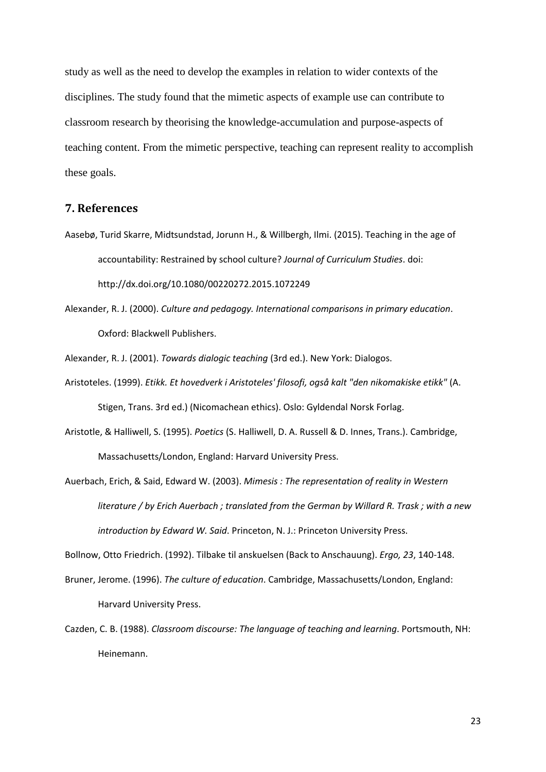study as well as the need to develop the examples in relation to wider contexts of the disciplines. The study found that the mimetic aspects of example use can contribute to classroom research by theorising the knowledge-accumulation and purpose-aspects of teaching content. From the mimetic perspective, teaching can represent reality to accomplish these goals.

## 7. References

Aasebø, Turid Skarre, Midtsundstad, Jorunn H., & Willbergh, Ilmi. (2015). Teaching in the age of accountability: Restrained by school culture? *Journal of Curriculum Studies*. doi: http://dx.doi.org/10.1080/00220272.2015.1072249

Alexander, R. J. (2000). *Culture and pedagogy. International comparisons in primary education*. Oxford: Blackwell Publishers.

Alexander, R. J. (2001). *Towards dialogic teaching* (3rd ed.). New York: Dialogos.

Aristoteles. (1999). *Etikk. Et hovedverk i Aristoteles' filosofi, også kalt "den nikomakiske etikk"* (A. Stigen, Trans. 3rd ed.) (Nicomachean ethics). Oslo: Gyldendal Norsk Forlag.

Aristotle, & Halliwell, S. (1995). *Poetics* (S. Halliwell, D. A. Russell & D. Innes, Trans.). Cambridge, Massachusetts/London, England: Harvard University Press.

Auerbach, Erich, & Said, Edward W. (2003). *Mimesis : The representation of reality in Western literature / by Erich Auerbach ; translated from the German by Willard R. Trask ; with a new introduction by Edward W. Said*. Princeton, N. J.: Princeton University Press.

Bollnow, Otto Friedrich. (1992). Tilbake til anskuelsen (Back to Anschauung). *Ergo, 23*, 140-148.

Bruner, Jerome. (1996). *The culture of education*. Cambridge, Massachusetts/London, England: Harvard University Press.

Cazden, C. B. (1988). *Classroom discourse: The language of teaching and learning*. Portsmouth, NH: Heinemann.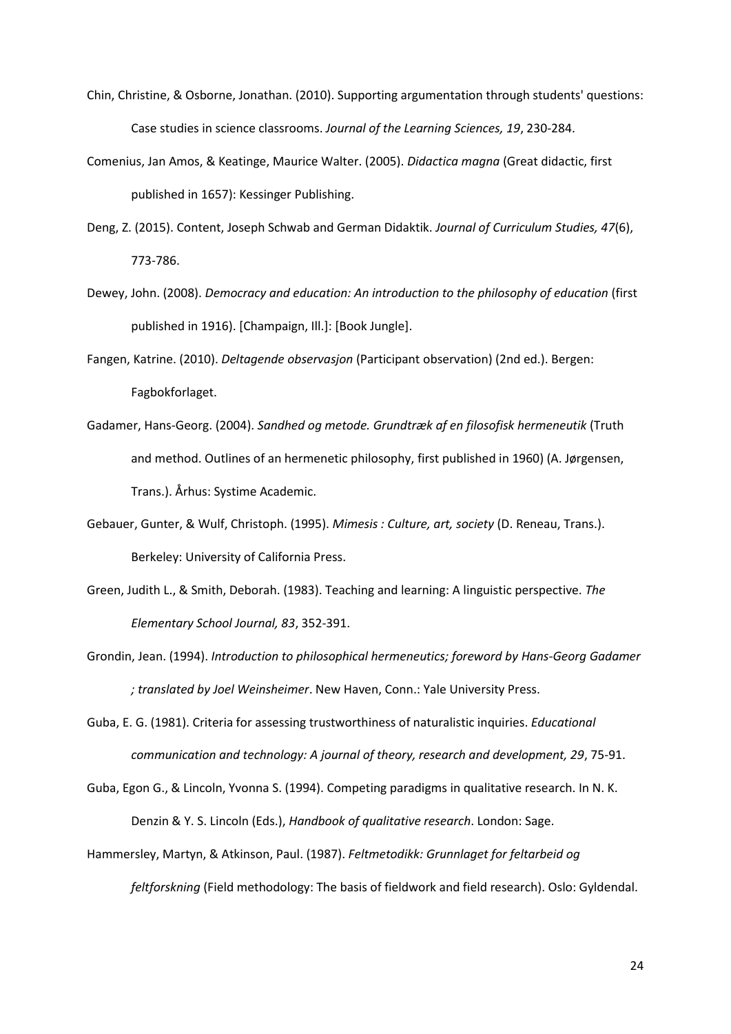Chin, Christine, & Osborne, Jonathan. (2010). Supporting argumentation through students' questions: Case studies in science classrooms. *Journal of the Learning Sciences, 19*, 230-284.

Comenius, Jan Amos, & Keatinge, Maurice Walter. (2005). *Didactica magna* (Great didactic, first published in 1657): Kessinger Publishing.

Deng, Z. (2015). Content, Joseph Schwab and German Didaktik. *Journal of Curriculum Studies, 47*(6), 773-786.

Dewey, John. (2008). *Democracy and education: An introduction to the philosophy of education* (first published in 1916). [Champaign, Ill.]: [Book Jungle].

Fangen, Katrine. (2010). *Deltagende observasjon* (Participant observation) (2nd ed.). Bergen: Fagbokforlaget.

Gadamer, Hans-Georg. (2004). *Sandhed og metode. Grundtræk af en filosofisk hermeneutik* (Truth and method. Outlines of an hermenetic philosophy, first published in 1960) (A. Jørgensen, Trans.). Århus: Systime Academic.

Gebauer, Gunter, & Wulf, Christoph. (1995). *Mimesis : Culture, art, society* (D. Reneau, Trans.). Berkeley: University of California Press.

Green, Judith L., & Smith, Deborah. (1983). Teaching and learning: A linguistic perspective. *The Elementary School Journal, 83*, 352-391.

Grondin, Jean. (1994). *Introduction to philosophical hermeneutics; foreword by Hans-Georg Gadamer ; translated by Joel Weinsheimer*. New Haven, Conn.: Yale University Press.

Guba, E. G. (1981). Criteria for assessing trustworthiness of naturalistic inquiries. *Educational communication and technology: A journal of theory, research and development, 29*, 75-91.

Guba, Egon G., & Lincoln, Yvonna S. (1994). Competing paradigms in qualitative research. In N. K. Denzin & Y. S. Lincoln (Eds.), *Handbook of qualitative research*. London: Sage.

Hammersley, Martyn, & Atkinson, Paul. (1987). *Feltmetodikk: Grunnlaget for feltarbeid og feltforskning* (Field methodology: The basis of fieldwork and field research). Oslo: Gyldendal.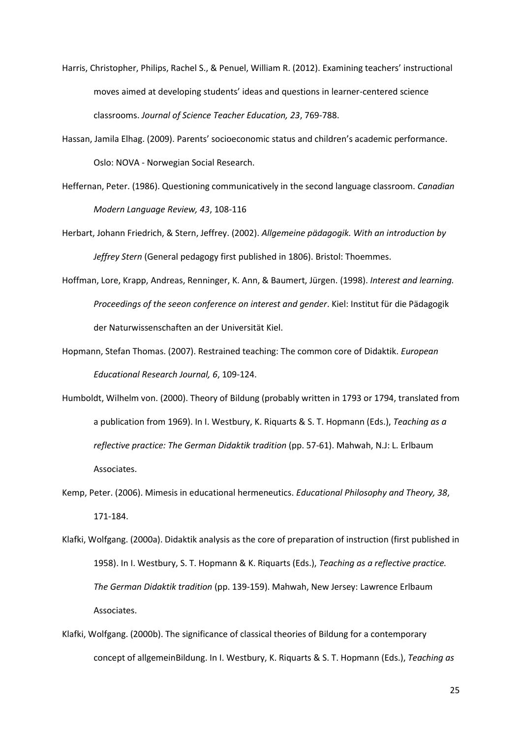Harris, Christopher, Philips, Rachel S., & Penuel, William R. (2012). Examining teachers' instructional moves aimed at developing students' ideas and questions in learner-centered science classrooms. *Journal of Science Teacher Education, 23*, 769-788.

Hassan, Jamila Elhag. (2009). Parents' socioeconomic status and children's academic performance. Oslo: NOVA - Norwegian Social Research.

Heffernan, Peter. (1986). Questioning communicatively in the second language classroom. *Canadian Modern Language Review, 43*, 108-116

Herbart, Johann Friedrich, & Stern, Jeffrey. (2002). *Allgemeine pädagogik. With an introduction by Jeffrey Stern* (General pedagogy first published in 1806). Bristol: Thoemmes.

Hoffman, Lore, Krapp, Andreas, Renninger, K. Ann, & Baumert, Jürgen. (1998). *Interest and learning. Proceedings of the seeon conference on interest and gender*. Kiel: Institut für die Pädagogik der Naturwissenschaften an der Universität Kiel.

Hopmann, Stefan Thomas. (2007). Restrained teaching: The common core of Didaktik. *European Educational Research Journal, 6*, 109-124.

Humboldt, Wilhelm von. (2000). Theory of Bildung (probably written in 1793 or 1794, translated from a publication from 1969). In I. Westbury, K. Riquarts & S. T. Hopmann (Eds.), *Teaching as a reflective practice: The German Didaktik tradition* (pp. 57-61). Mahwah, N.J: L. Erlbaum Associates.

Kemp, Peter. (2006). Mimesis in educational hermeneutics. *Educational Philosophy and Theory, 38*, 171-184.

Klafki, Wolfgang. (2000a). Didaktik analysis as the core of preparation of instruction (first published in 1958). In I. Westbury, S. T. Hopmann & K. Riquarts (Eds.), *Teaching as a reflective practice. The German Didaktik tradition* (pp. 139-159). Mahwah, New Jersey: Lawrence Erlbaum Associates.

Klafki, Wolfgang. (2000b). The significance of classical theories of Bildung for a contemporary concept of allgemeinBildung. In I. Westbury, K. Riquarts & S. T. Hopmann (Eds.), *Teaching as*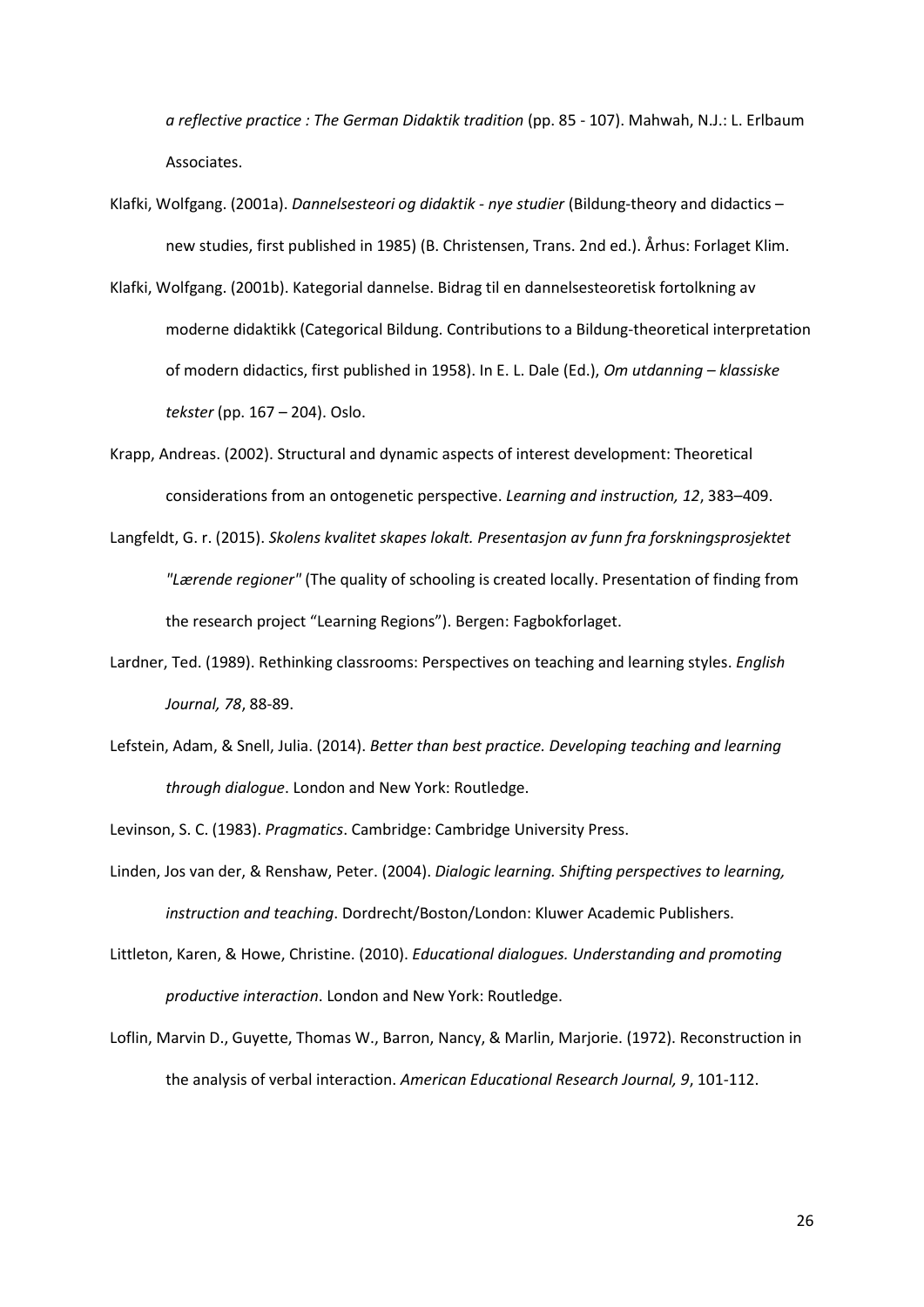*a reflective practice : The German Didaktik tradition* (pp. 85 - 107). Mahwah, N.J.: L. Erlbaum Associates.

Klafki, Wolfgang. (2001a). *Dannelsesteori og didaktik - nye studier* (Bildung-theory and didactics – new studies, first published in 1985) (B. Christensen, Trans. 2nd ed.). Århus: Forlaget Klim.

Klafki, Wolfgang. (2001b). Kategorial dannelse. Bidrag til en dannelsesteoretisk fortolkning av moderne didaktikk (Categorical Bildung. Contributions to a Bildung-theoretical interpretation of modern didactics, first published in 1958). In E. L. Dale (Ed.), *Om utdanning – klassiske tekster* (pp. 167 – 204). Oslo.

Krapp, Andreas. (2002). Structural and dynamic aspects of interest development: Theoretical considerations from an ontogenetic perspective. *Learning and instruction, 12*, 383–409.

Langfeldt, G. r. (2015). *Skolens kvalitet skapes lokalt. Presentasjon av funn fra forskningsprosjektet "Lærende regioner"* (The quality of schooling is created locally. Presentation of finding from the research project "Learning Regions"). Bergen: Fagbokforlaget.

Lardner, Ted. (1989). Rethinking classrooms: Perspectives on teaching and learning styles. *English Journal, 78*, 88-89.

Lefstein, Adam, & Snell, Julia. (2014). *Better than best practice. Developing teaching and learning through dialogue*. London and New York: Routledge.

Levinson, S. C. (1983). *Pragmatics*. Cambridge: Cambridge University Press.

Linden, Jos van der, & Renshaw, Peter. (2004). *Dialogic learning. Shifting perspectives to learning, instruction and teaching*. Dordrecht/Boston/London: Kluwer Academic Publishers.

Littleton, Karen, & Howe, Christine. (2010). *Educational dialogues. Understanding and promoting productive interaction*. London and New York: Routledge.

Loflin, Marvin D., Guyette, Thomas W., Barron, Nancy, & Marlin, Marjorie. (1972). Reconstruction in the analysis of verbal interaction. *American Educational Research Journal, 9*, 101-112.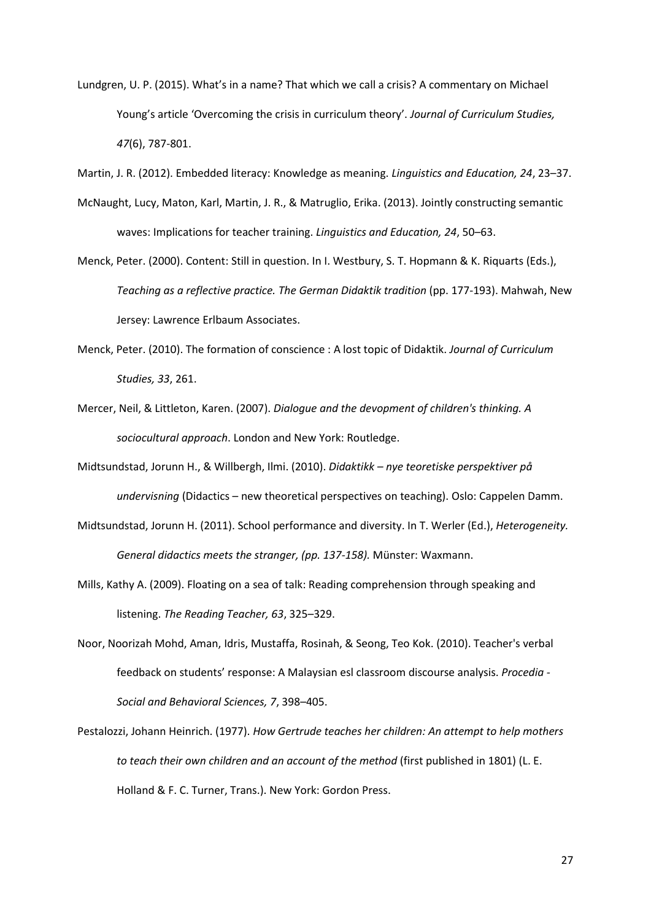Lundgren, U. P. (2015). What's in a name? That which we call a crisis? A commentary on Michael Young's article 'Overcoming the crisis in curriculum theory'. *Journal of Curriculum Studies, 47*(6), 787-801.

Martin, J. R. (2012). Embedded literacy: Knowledge as meaning. *Linguistics and Education, 24*, 23–37.

McNaught, Lucy, Maton, Karl, Martin, J. R., & Matruglio, Erika. (2013). Jointly constructing semantic waves: Implications for teacher training. *Linguistics and Education, 24*, 50–63.

Menck, Peter. (2000). Content: Still in question. In I. Westbury, S. T. Hopmann & K. Riquarts (Eds.), *Teaching as a reflective practice. The German Didaktik tradition* (pp. 177-193). Mahwah, New Jersey: Lawrence Erlbaum Associates.

Menck, Peter. (2010). The formation of conscience : A lost topic of Didaktik. *Journal of Curriculum Studies, 33*, 261.

Mercer, Neil, & Littleton, Karen. (2007). *Dialogue and the devopment of children's thinking. A sociocultural approach*. London and New York: Routledge.

Midtsundstad, Jorunn H., & Willbergh, Ilmi. (2010). *Didaktikk – nye teoretiske perspektiver på undervisning* (Didactics – new theoretical perspectives on teaching). Oslo: Cappelen Damm.

Midtsundstad, Jorunn H. (2011). School performance and diversity. In T. Werler (Ed.), *Heterogeneity. General didactics meets the stranger, (pp. 137-158).* Münster: Waxmann.

Mills, Kathy A. (2009). Floating on a sea of talk: Reading comprehension through speaking and listening. *The Reading Teacher, 63*, 325–329.

Noor, Noorizah Mohd, Aman, Idris, Mustaffa, Rosinah, & Seong, Teo Kok. (2010). Teacher's verbal feedback on students' response: A Malaysian esl classroom discourse analysis. *Procedia - Social and Behavioral Sciences, 7*, 398–405.

Pestalozzi, Johann Heinrich. (1977). *How Gertrude teaches her children: An attempt to help mothers to teach their own children and an account of the method* (first published in 1801) (L. E. Holland & F. C. Turner, Trans.). New York: Gordon Press.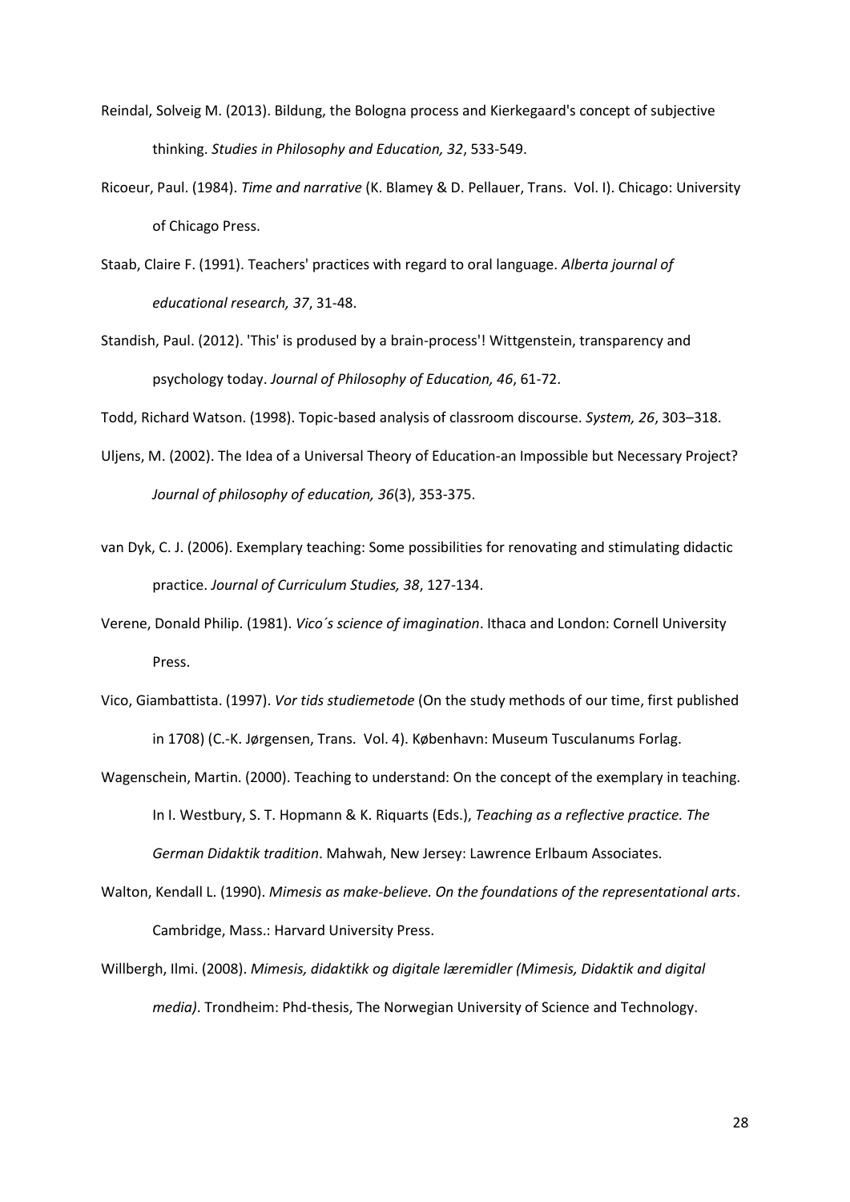Reindal, Solveig M. (2013). Bildung, the Bologna process and Kierkegaard's concept of subjective thinking. *Studies in Philosophy and Education, 32*, 533-549.

Ricoeur, Paul. (1984). *Time and narrative* (K. Blamey & D. Pellauer, Trans. Vol. I). Chicago: University of Chicago Press.

Staab, Claire F. (1991). Teachers' practices with regard to oral language. *Alberta journal of educational research, 37*, 31-48.

Standish, Paul. (2012). 'This' is prodused by a brain-process'! Wittgenstein, transparency and psychology today. *Journal of Philosophy of Education, 46*, 61-72.

Todd, Richard Watson. (1998). Topic-based analysis of classroom discourse. *System, 26*, 303–318.

Uljens, M. (2002). The Idea of a Universal Theory of Education-an Impossible but Necessary Project? *Journal of philosophy of education, 36*(3), 353-375.

van Dyk, C. J. (2006). Exemplary teaching: Some possibilities for renovating and stimulating didactic practice. *Journal of Curriculum Studies, 38*, 127-134.

Verene, Donald Philip. (1981). *Vico´s science of imagination*. Ithaca and London: Cornell University Press.

Vico, Giambattista. (1997). *Vor tids studiemetode* (On the study methods of our time, first published in 1708) (C.-K. Jørgensen, Trans. Vol. 4). København: Museum Tusculanums Forlag.

Wagenschein, Martin. (2000). Teaching to understand: On the concept of the exemplary in teaching. In I. Westbury, S. T. Hopmann & K. Riquarts (Eds.), *Teaching as a reflective practice. The German Didaktik tradition*. Mahwah, New Jersey: Lawrence Erlbaum Associates.

Walton, Kendall L. (1990). *Mimesis as make-believe. On the foundations of the representational arts*. Cambridge, Mass.: Harvard University Press.

Willbergh, Ilmi. (2008). *Mimesis, didaktikk og digitale læremidler (Mimesis, Didaktik and digital media)*. Trondheim: Phd-thesis, The Norwegian University of Science and Technology.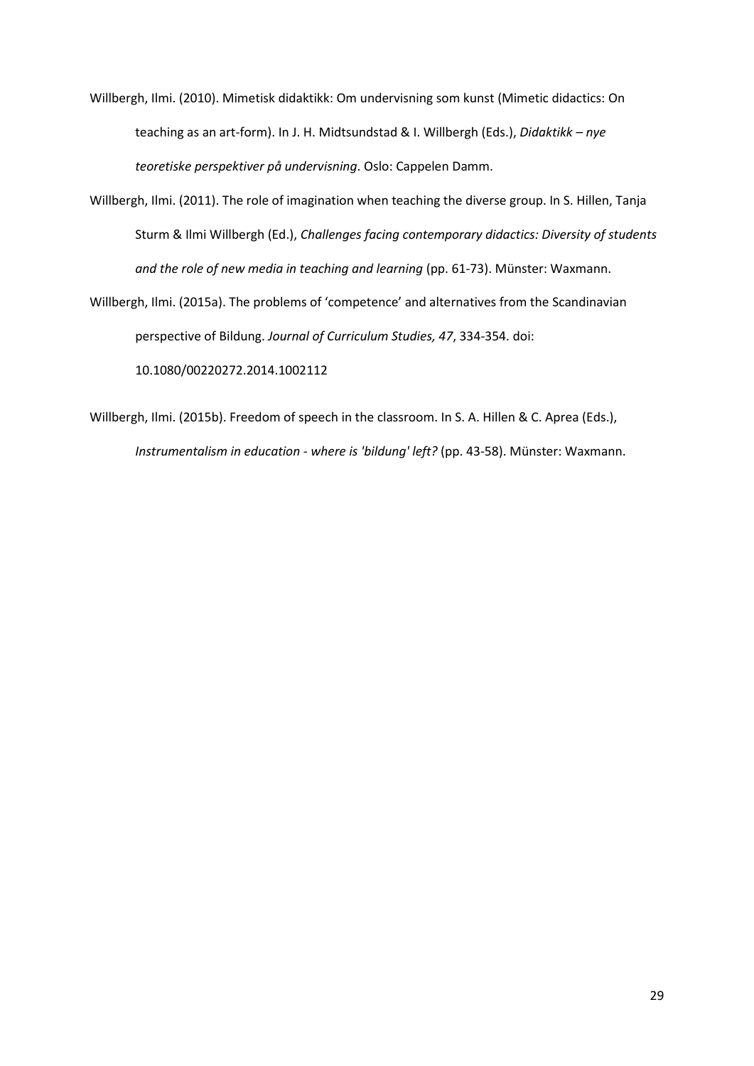Willbergh, Ilmi. (2010). Mimetisk didaktikk: Om undervisning som kunst (Mimetic didactics: On teaching as an art-form). In J. H. Midtsundstad & I. Willbergh (Eds.), *Didaktikk – nye teoretiske perspektiver på undervisning*. Oslo: Cappelen Damm.

Willbergh, Ilmi. (2011). The role of imagination when teaching the diverse group. In S. Hillen, Tanja Sturm & Ilmi Willbergh (Ed.), *Challenges facing contemporary didactics: Diversity of students and the role of new media in teaching and learning* (pp. 61-73). Münster: Waxmann.

Willbergh, Ilmi. (2015a). The problems of 'competence' and alternatives from the Scandinavian perspective of Bildung. *Journal of Curriculum Studies, 47*, 334-354. doi: 10.1080/00220272.2014.1002112

Willbergh, Ilmi. (2015b). Freedom of speech in the classroom. In S. A. Hillen & C. Aprea (Eds.), *Instrumentalism in education - where is 'bildung' left?* (pp. 43-58). Münster: Waxmann.